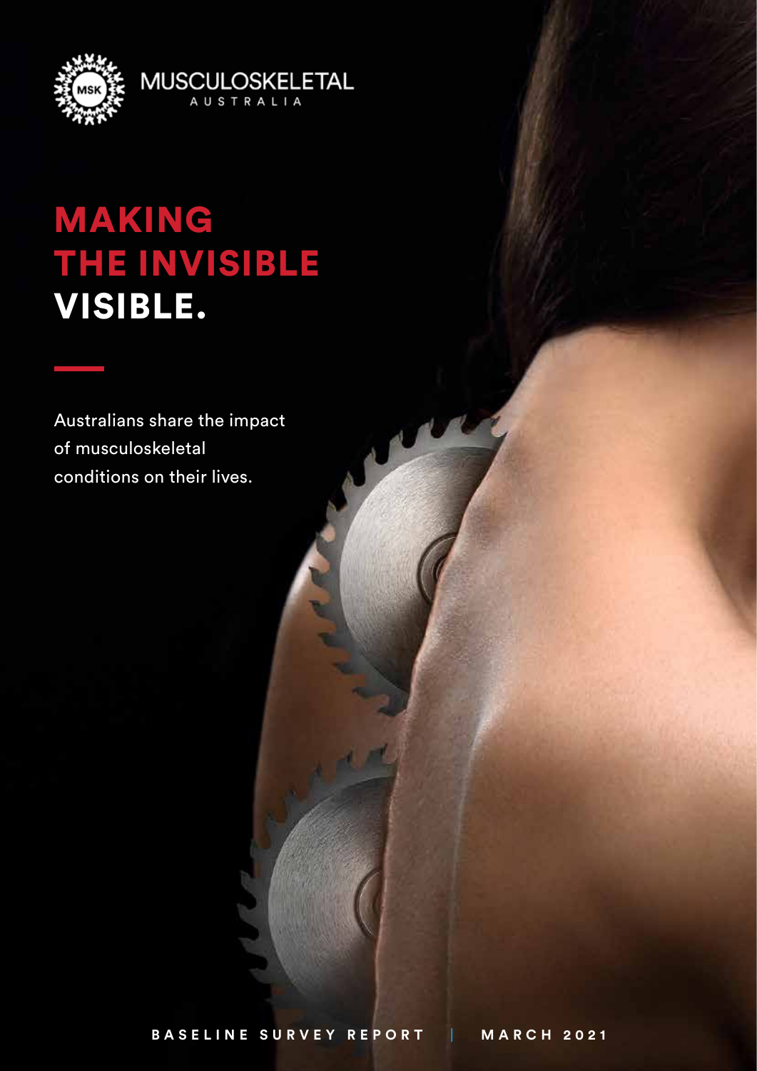MUSCULOSKELETAL AUSTRALIA

# MAKING THE INVISIBLE VISIBLE.

Australians share the impact of musculoskeletal conditions on their lives.

BASELINE SURVEY REPORT | MARCH 2021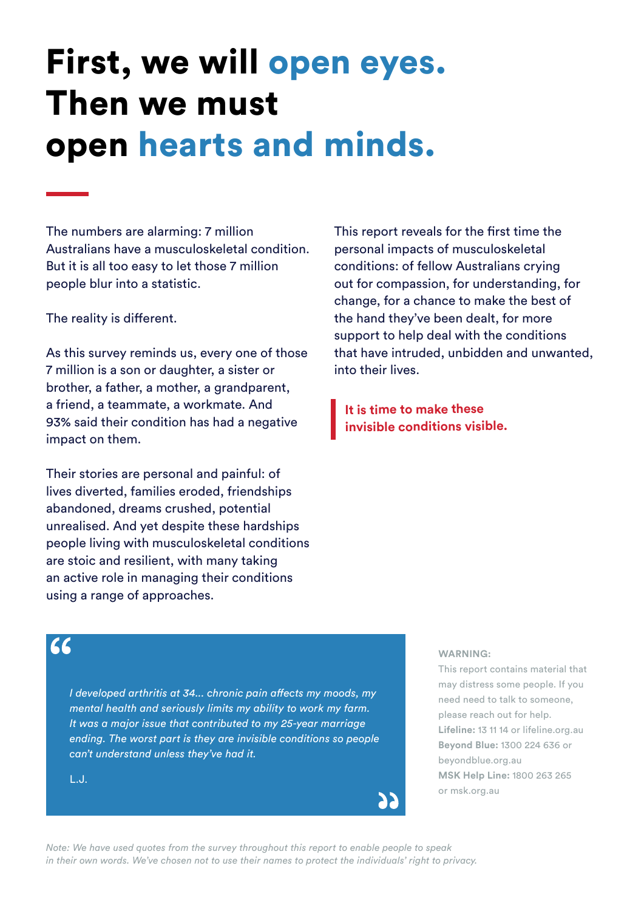# First, we will open eyes. Then we must open hearts and minds.

The numbers are alarming: 7 million Australians have a musculoskeletal condition. But it is all too easy to let those 7 million people blur into a statistic.

The reality is different.

As this survey reminds us, every one of those 7 million is a son or daughter, a sister or brother, a father, a mother, a grandparent, a friend, a teammate, a workmate. And 93% said their condition has had a negative impact on them.

Their stories are personal and painful: of lives diverted, families eroded, friendships abandoned, dreams crushed, potential unrealised. And yet despite these hardships people living with musculoskeletal conditions are stoic and resilient, with many taking an active role in managing their conditions using a range of approaches.

This report reveals for the first time the personal impacts of musculoskeletal conditions: of fellow Australians crying out for compassion, for understanding, for change, for a chance to make the best of the hand they've been dealt, for more support to help deal with the conditions that have intruded, unbidden and unwanted, into their lives.

> **It is time to make these invisible conditions visible.**

> *I developed arthritis at 34... chronic pain affects my moods, my mental health and seriously limits my ability to work my farm. It was a major issue that contributed to my 25-year marriage ending. The worst part is they are invisible conditions so people can't understand unless they've had it.*
>
> L.J.

**WARNING:**
This report contains material that may distress some people. If you need need to talk to someone, please reach out for help.
**Lifeline:** 13 11 14 or lifeline.org.au
**Beyond Blue:** 1300 224 636 or beyondblue.org.au
**MSK Help Line:** 1800 263 265 or msk.org.au

*Note: We have used quotes from the survey throughout this report to enable people to speak in their own words. We've chosen not to use their names to protect the individuals' right to privacy.*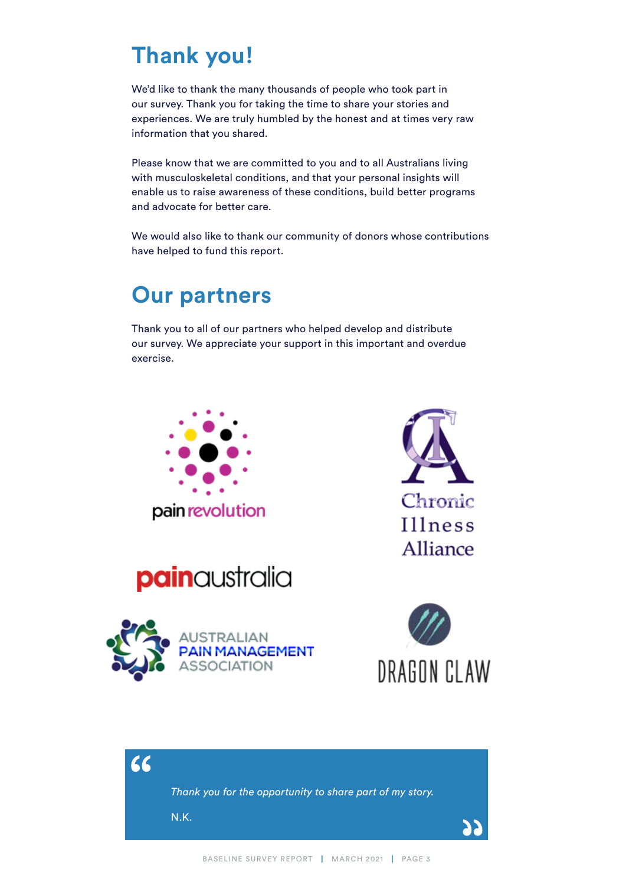# Thank you!

We'd like to thank the many thousands of people who took part in our survey. Thank you for taking the time to share your stories and experiences. We are truly humbled by the honest and at times very raw information that you shared.

Please know that we are committed to you and to all Australians living with musculoskeletal conditions, and that your personal insights will enable us to raise awareness of these conditions, build better programs and advocate for better care.

We would also like to thank our community of donors whose contributions have helped to fund this report.

# Our partners

Thank you to all of our partners who helped develop and distribute our survey. We appreciate your support in this important and overdue exercise.

pain revolution

Chronic Illness Alliance

painaustralia

Australian Pain Management Association

Dragon Claw

> *Thank you for the opportunity to share part of my story.*
>
> N.K.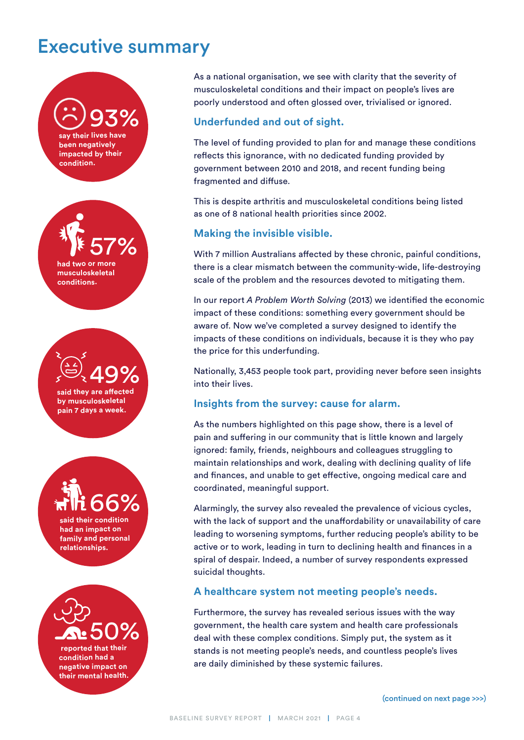# Executive summary

**93%** say their lives have been negatively impacted by their condition.

**57%** had two or more musculoskeletal conditions.

**49%** said they are affected by musculoskeletal pain 7 days a week.

**66%** said their condition had an impact on family and personal relationships.

**50%** reported that their condition had a negative impact on their mental health.

As a national organisation, we see with clarity that the severity of musculoskeletal conditions and their impact on people's lives are poorly understood and often glossed over, trivialised or ignored.

### Underfunded and out of sight.

The level of funding provided to plan for and manage these conditions reflects this ignorance, with no dedicated funding provided by government between 2010 and 2018, and recent funding being fragmented and diffuse.

This is despite arthritis and musculoskeletal conditions being listed as one of 8 national health priorities since 2002.

### Making the invisible visible.

With 7 million Australians affected by these chronic, painful conditions, there is a clear mismatch between the community-wide, life-destroying scale of the problem and the resources devoted to mitigating them.

In our report *A Problem Worth Solving* (2013) we identified the economic impact of these conditions: something every government should be aware of. Now we've completed a survey designed to identify the impacts of these conditions on individuals, because it is they who pay the price for this underfunding.

Nationally, 3,453 people took part, providing never before seen insights into their lives.

### Insights from the survey: cause for alarm.

As the numbers highlighted on this page show, there is a level of pain and suffering in our community that is little known and largely ignored: family, friends, neighbours and colleagues struggling to maintain relationships and work, dealing with declining quality of life and finances, and unable to get effective, ongoing medical care and coordinated, meaningful support.

Alarmingly, the survey also revealed the prevalence of vicious cycles, with the lack of support and the unaffordability or unavailability of care leading to worsening symptoms, further reducing people's ability to be active or to work, leading in turn to declining health and finances in a spiral of despair. Indeed, a number of survey respondents expressed suicidal thoughts.

### A healthcare system not meeting people's needs.

Furthermore, the survey has revealed serious issues with the way government, the health care system and health care professionals deal with these complex conditions. Simply put, the system as it stands is not meeting people's needs, and countless people's lives are daily diminished by these systemic failures.

(continued on next page >>>)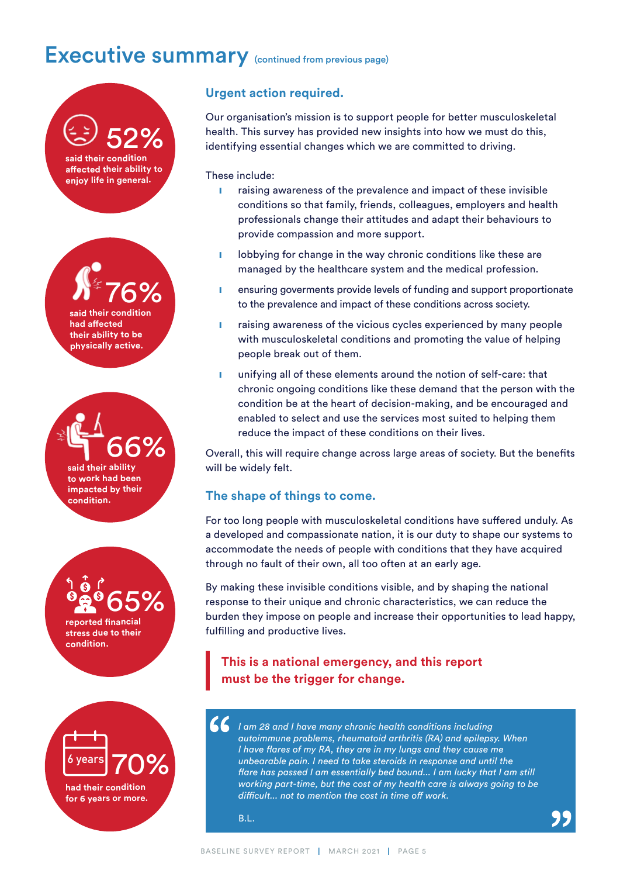# Executive summary (continued from previous page)

**52%** said their condition affected their ability to enjoy life in general.

**76%** said their condition had affected their ability to be physically active.

**66%** said their ability to work had been impacted by their condition.

**65%** reported financial stress due to their condition.

**70%** had their condition for 6 years or more.

## Urgent action required.

Our organisation's mission is to support people for better musculoskeletal health. This survey has provided new insights into how we must do this, identifying essential changes which we are committed to driving.

These include:

- raising awareness of the prevalence and impact of these invisible conditions so that family, friends, colleagues, employers and health professionals change their attitudes and adapt their behaviours to provide compassion and more support.
- lobbying for change in the way chronic conditions like these are managed by the healthcare system and the medical profession.
- ensuring goverments provide levels of funding and support proportionate to the prevalence and impact of these conditions across society.
- raising awareness of the vicious cycles experienced by many people with musculoskeletal conditions and promoting the value of helping people break out of them.
- unifying all of these elements around the notion of self-care: that chronic ongoing conditions like these demand that the person with the condition be at the heart of decision-making, and be encouraged and enabled to select and use the services most suited to helping them reduce the impact of these conditions on their lives.

Overall, this will require change across large areas of society. But the benefits will be widely felt.

## The shape of things to come.

For too long people with musculoskeletal conditions have suffered unduly. As a developed and compassionate nation, it is our duty to shape our systems to accommodate the needs of people with conditions that they have acquired through no fault of their own, all too often at an early age.

By making these invisible conditions visible, and by shaping the national response to their unique and chronic characteristics, we can reduce the burden they impose on people and increase their opportunities to lead happy, fulfilling and productive lives.

**This is a national emergency, and this report must be the trigger for change.**

> *I am 28 and I have many chronic health conditions including autoimmune problems, rheumatoid arthritis (RA) and epilepsy. When I have flares of my RA, they are in my lungs and they cause me unbearable pain. I need to take steroids in response and until the flare has passed I am essentially bed bound... I am lucky that I am still working part-time, but the cost of my health care is always going to be difficult... not to mention the cost in time off work.*
>
> B.L.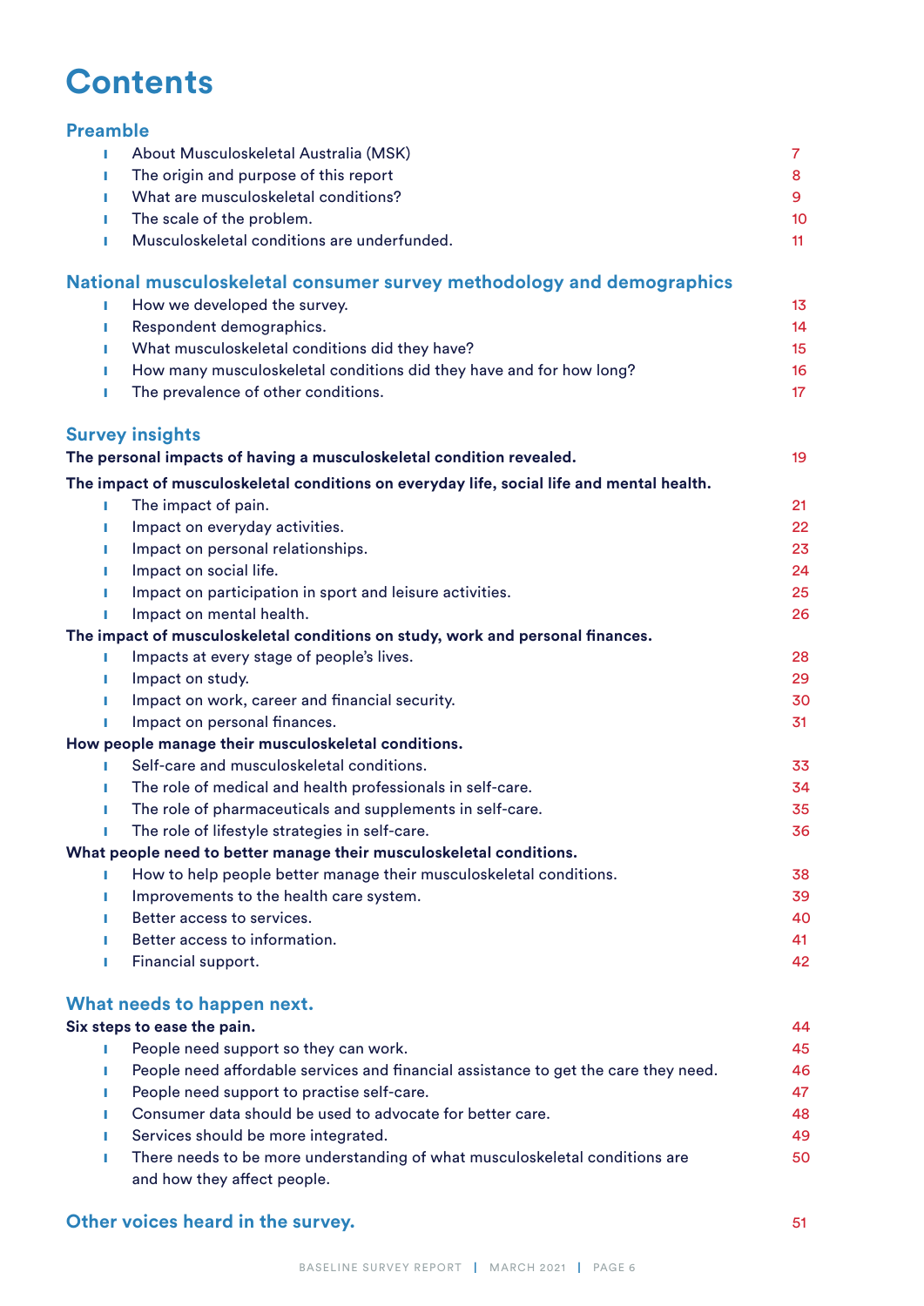# Contents

## Preamble

- About Musculoskeletal Australia (MSK) 7
- The origin and purpose of this report 8
- What are musculoskeletal conditions? 9
- The scale of the problem. 10
- Musculoskeletal conditions are underfunded. 11

## National musculoskeletal consumer survey methodology and demographics

- How we developed the survey. 13
- Respondent demographics. 14
- What musculoskeletal conditions did they have? 15
- How many musculoskeletal conditions did they have and for how long? 16
- The prevalence of other conditions. 17

## Survey insights

**The personal impacts of having a musculoskeletal condition revealed.** 19

**The impact of musculoskeletal conditions on everyday life, social life and mental health.**

- The impact of pain. 21
- Impact on everyday activities. 22
- Impact on personal relationships. 23
- Impact on social life. 24
- Impact on participation in sport and leisure activities. 25
- Impact on mental health. 26

**The impact of musculoskeletal conditions on study, work and personal finances.**

- Impacts at every stage of people's lives. 28
- Impact on study. 29
- Impact on work, career and financial security. 30
- Impact on personal finances. 31

**How people manage their musculoskeletal conditions.**

- Self-care and musculoskeletal conditions. 33
- The role of medical and health professionals in self-care. 34
- The role of pharmaceuticals and supplements in self-care. 35
- The role of lifestyle strategies in self-care. 36

**What people need to better manage their musculoskeletal conditions.**

- How to help people better manage their musculoskeletal conditions. 38
- Improvements to the health care system. 39
- Better access to services. 40
- Better access to information. 41
- Financial support. 42

## What needs to happen next.

**Six steps to ease the pain.** 44

- People need support so they can work. 45
- People need affordable services and financial assistance to get the care they need. 46
- People need support to practise self-care. 47
- Consumer data should be used to advocate for better care. 48
- Services should be more integrated. 49
- There needs to be more understanding of what musculoskeletal conditions are and how they affect people. 50

## Other voices heard in the survey. 51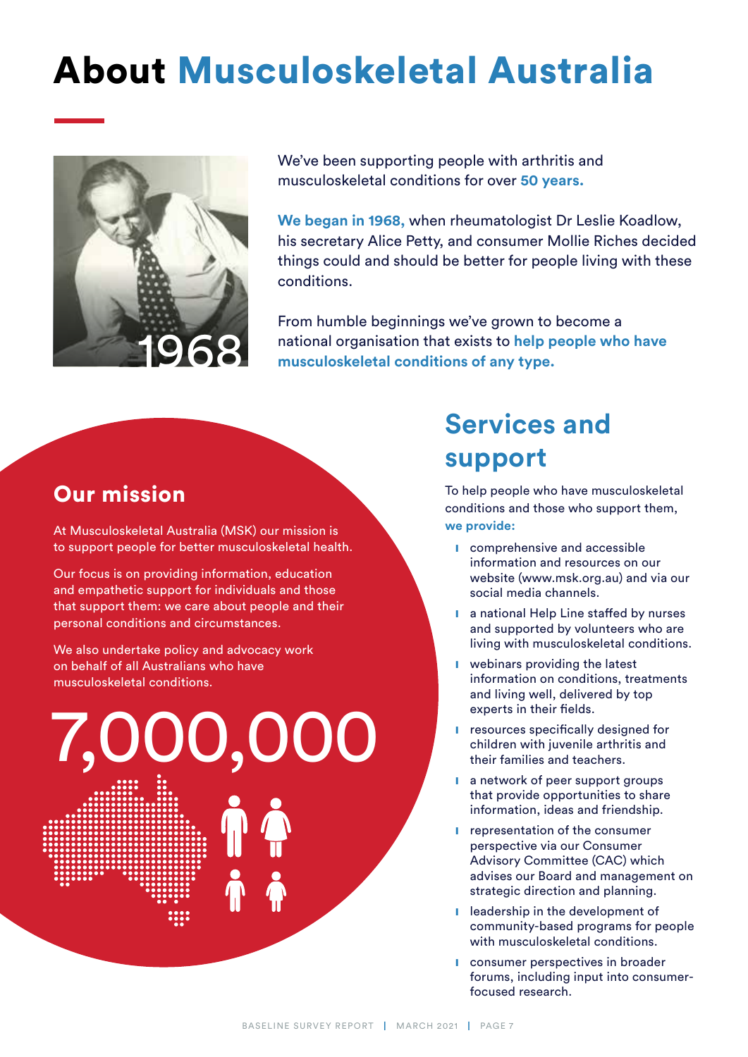# About Musculoskeletal Australia

1968

We've been supporting people with arthritis and musculoskeletal conditions for over **50 years.**

**We began in 1968,** when rheumatologist Dr Leslie Koadlow, his secretary Alice Petty, and consumer Mollie Riches decided things could and should be better for people living with these conditions.

From humble beginnings we've grown to become a national organisation that exists to **help people who have musculoskeletal conditions of any type.**

## Our mission

At Musculoskeletal Australia (MSK) our mission is to support people for better musculoskeletal health.

Our focus is on providing information, education and empathetic support for individuals and those that support them: we care about people and their personal conditions and circumstances.

We also undertake policy and advocacy work on behalf of all Australians who have musculoskeletal conditions.

7,000,000

## Services and support

To help people who have musculoskeletal conditions and those who support them, **we provide:**

- comprehensive and accessible information and resources on our website (www.msk.org.au) and via our social media channels.
- a national Help Line staffed by nurses and supported by volunteers who are living with musculoskeletal conditions.
- webinars providing the latest information on conditions, treatments and living well, delivered by top experts in their fields.
- resources specifically designed for children with juvenile arthritis and their families and teachers.
- a network of peer support groups that provide opportunities to share information, ideas and friendship.
- representation of the consumer perspective via our Consumer Advisory Committee (CAC) which advises our Board and management on strategic direction and planning.
- leadership in the development of community-based programs for people with musculoskeletal conditions.
- consumer perspectives in broader forums, including input into consumer-focused research.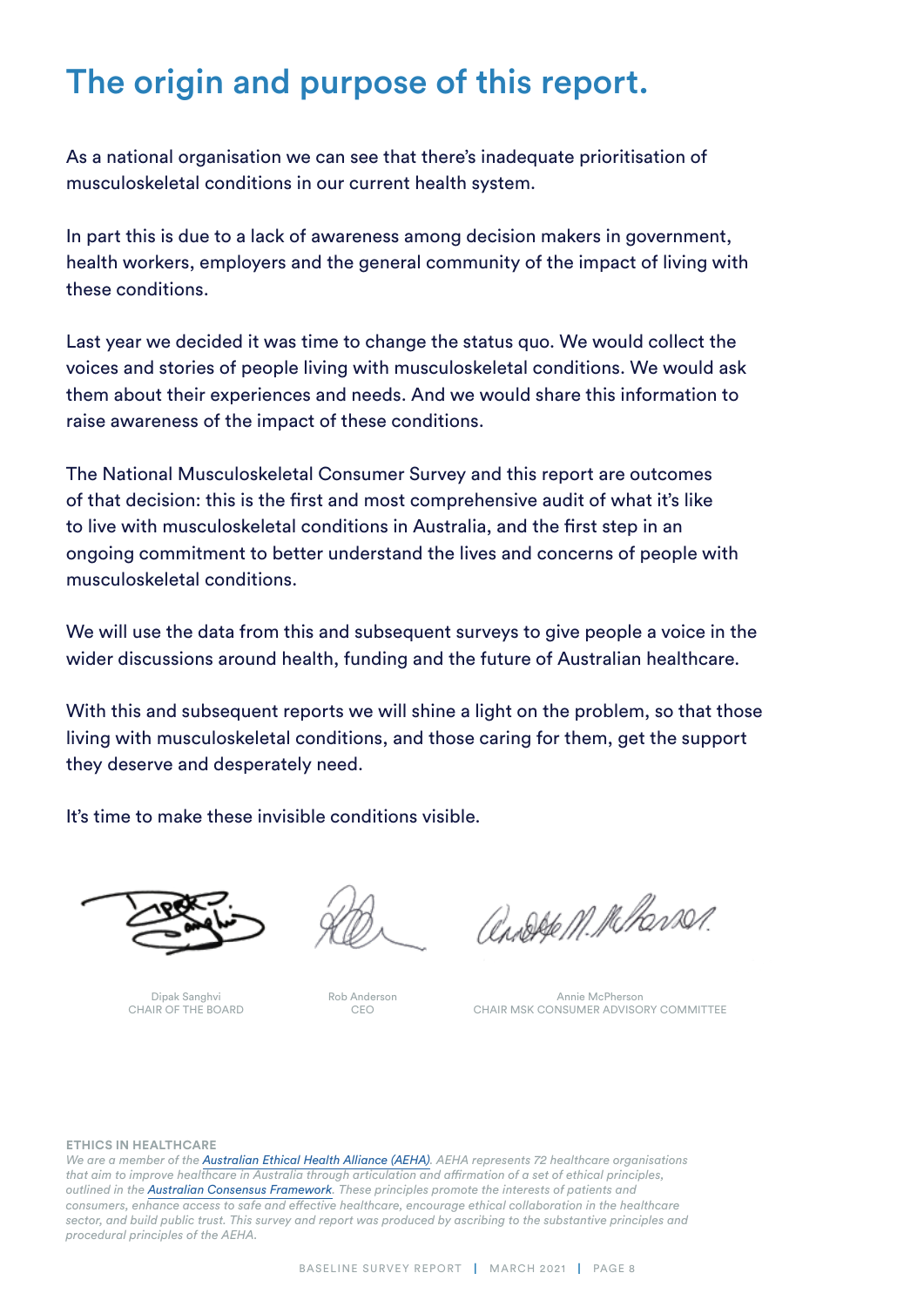# The origin and purpose of this report.

As a national organisation we can see that there's inadequate prioritisation of musculoskeletal conditions in our current health system.

In part this is due to a lack of awareness among decision makers in government, health workers, employers and the general community of the impact of living with these conditions.

Last year we decided it was time to change the status quo. We would collect the voices and stories of people living with musculoskeletal conditions. We would ask them about their experiences and needs. And we would share this information to raise awareness of the impact of these conditions.

The National Musculoskeletal Consumer Survey and this report are outcomes of that decision: this is the first and most comprehensive audit of what it's like to live with musculoskeletal conditions in Australia, and the first step in an ongoing commitment to better understand the lives and concerns of people with musculoskeletal conditions.

We will use the data from this and subsequent surveys to give people a voice in the wider discussions around health, funding and the future of Australian healthcare.

With this and subsequent reports we will shine a light on the problem, so that those living with musculoskeletal conditions, and those caring for them, get the support they deserve and desperately need.

It's time to make these invisible conditions visible.

Dipak Sanghvi
CHAIR OF THE BOARD

Rob Anderson
CEO

Annie McPherson
CHAIR MSK CONSUMER ADVISORY COMMITTEE

**ETHICS IN HEALTHCARE**

*We are a member of the Australian Ethical Health Alliance (AEHA). AEHA represents 72 healthcare organisations that aim to improve healthcare in Australia through articulation and affirmation of a set of ethical principles, outlined in the Australian Consensus Framework. These principles promote the interests of patients and consumers, enhance access to safe and effective healthcare, encourage ethical collaboration in the healthcare sector, and build public trust. This survey and report was produced by ascribing to the substantive principles and procedural principles of the AEHA.*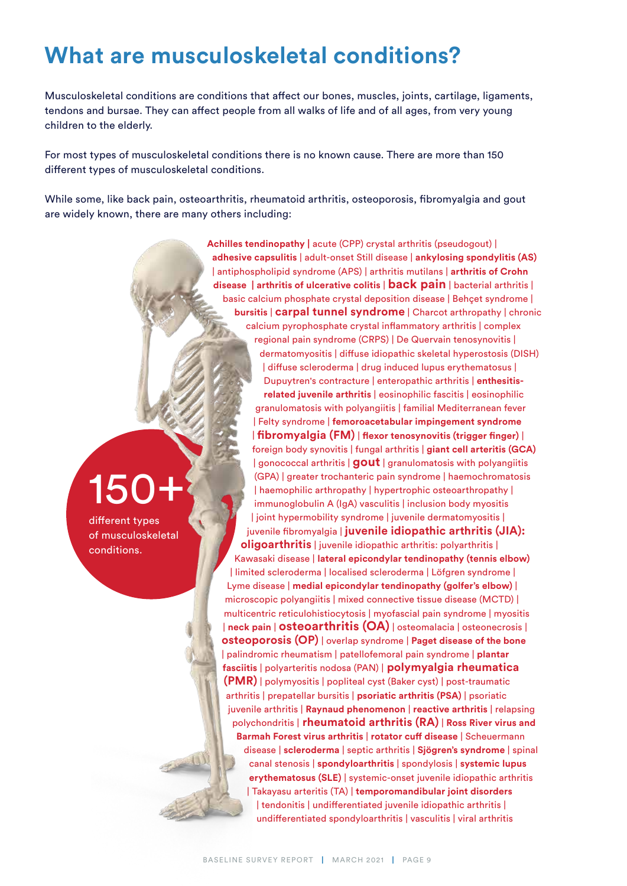# What are musculoskeletal conditions?

Musculoskeletal conditions are conditions that affect our bones, muscles, joints, cartilage, ligaments, tendons and bursae. They can affect people from all walks of life and of all ages, from very young children to the elderly.

For most types of musculoskeletal conditions there is no known cause. There are more than 150 different types of musculoskeletal conditions.

While some, like back pain, osteoarthritis, rheumatoid arthritis, osteoporosis, fibromyalgia and gout are widely known, there are many others including:

**150+**

different types of musculoskeletal conditions.

**Achilles tendinopathy** | acute (CPP) crystal arthritis (pseudogout) | **adhesive capsulitis** | adult-onset Still disease | **ankylosing spondylitis (AS)** | antiphospholipid syndrome (APS) | arthritis mutilans | **arthritis of Crohn disease** | **arthritis of ulcerative colitis** | **back pain** | bacterial arthritis | basic calcium phosphate crystal deposition disease | Behçet syndrome | **bursitis** | **carpal tunnel syndrome** | Charcot arthropathy | chronic calcium pyrophosphate crystal inflammatory arthritis | complex regional pain syndrome (CRPS) | De Quervain tenosynovitis | dermatomyositis | diffuse idiopathic skeletal hyperostosis (DISH) | diffuse scleroderma | drug induced lupus erythematosus | Dupuytren's contracture | enteropathic arthritis | **enthesitis-related juvenile arthritis** | eosinophilic fascitis | eosinophilic granulomatosis with polyangiitis | familial Mediterranean fever | Felty syndrome | **femoroacetabular impingement syndrome** | **fibromyalgia (FM)** | **flexor tenosynovitis (trigger finger)** | foreign body synovitis | fungal arthritis | **giant cell arteritis (GCA)** | gonococcal arthritis | **gout** | granulomatosis with polyangiitis (GPA) | greater trochanteric pain syndrome | haemochromatosis | haemophilic arthropathy | hypertrophic osteoarthropathy | immunoglobulin A (IgA) vasculitis | inclusion body myositis | joint hypermobility syndrome | juvenile dermatomyositis | juvenile fibromyalgia | **juvenile idiopathic arthritis (JIA): oligoarthritis** | juvenile idiopathic arthritis: polyarthritis | Kawasaki disease | **lateral epicondylar tendinopathy (tennis elbow)** | limited scleroderma | localised scleroderma | Löfgren syndrome | Lyme disease | **medial epicondylar tendinopathy (golfer's elbow)** | microscopic polyangiitis | mixed connective tissue disease (MCTD) | multicentric reticulohistiocytosis | myofascial pain syndrome | myositis | **neck pain** | **osteoarthritis (OA)** | osteomalacia | osteonecrosis | **osteoporosis (OP)** | overlap syndrome | **Paget disease of the bone** | palindromic rheumatism | patellofemoral pain syndrome | **plantar fasciitis** | polyarteritis nodosa (PAN) | **polymyalgia rheumatica (PMR)** | polymyositis | popliteal cyst (Baker cyst) | post-traumatic arthritis | prepatellar bursitis | **psoriatic arthritis (PSA)** | psoriatic juvenile arthritis | **Raynaud phenomenon** | **reactive arthritis** | relapsing polychondritis | **rheumatoid arthritis (RA)** | **Ross River virus and Barmah Forest virus arthritis** | **rotator cuff disease** | Scheuermann disease | **scleroderma** | septic arthritis | **Sjögren's syndrome** | spinal canal stenosis | **spondyloarthritis** | spondylosis | **systemic lupus erythematosus (SLE)** | systemic-onset juvenile idiopathic arthritis | Takayasu arteritis (TA) | **temporomandibular joint disorders** | tendonitis | undifferentiated juvenile idiopathic arthritis | undifferentiated spondyloarthritis | vasculitis | viral arthritis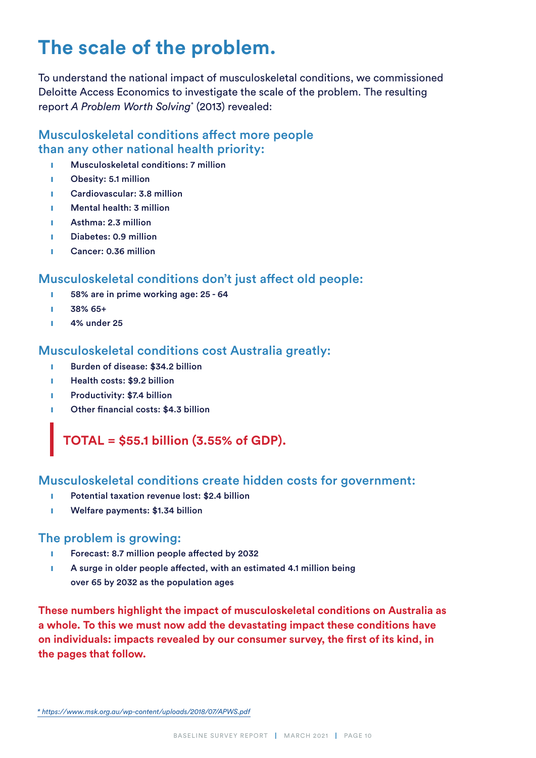# The scale of the problem.

To understand the national impact of musculoskeletal conditions, we commissioned Deloitte Access Economics to investigate the scale of the problem. The resulting report *A Problem Worth Solving*\* (2013) revealed:

### Musculoskeletal conditions affect more people than any other national health priority:

- **Musculoskeletal conditions: 7 million**
- **Obesity: 5.1 million**
- **Cardiovascular: 3.8 million**
- **Mental health: 3 million**
- **Asthma: 2.3 million**
- **Diabetes: 0.9 million**
- **Cancer: 0.36 million**

### Musculoskeletal conditions don't just affect old people:

- **58% are in prime working age: 25 - 64**
- **38% 65+**
- **4% under 25**

### Musculoskeletal conditions cost Australia greatly:

- **Burden of disease: $34.2 billion**
- **Health costs: $9.2 billion**
- **Productivity: $7.4 billion**
- **Other financial costs: $4.3 billion**

**TOTAL = $55.1 billion (3.55% of GDP).**

### Musculoskeletal conditions create hidden costs for government:

- **Potential taxation revenue lost: $2.4 billion**
- **Welfare payments: $1.34 billion**

### The problem is growing:

- **Forecast: 8.7 million people affected by 2032**
- **A surge in older people affected, with an estimated 4.1 million being over 65 by 2032 as the population ages**

**These numbers highlight the impact of musculoskeletal conditions on Australia as a whole. To this we must now add the devastating impact these conditions have on individuals: impacts revealed by our consumer survey, the first of its kind, in the pages that follow.**

\* *https://www.msk.org.au/wp-content/uploads/2018/07/APWS.pdf*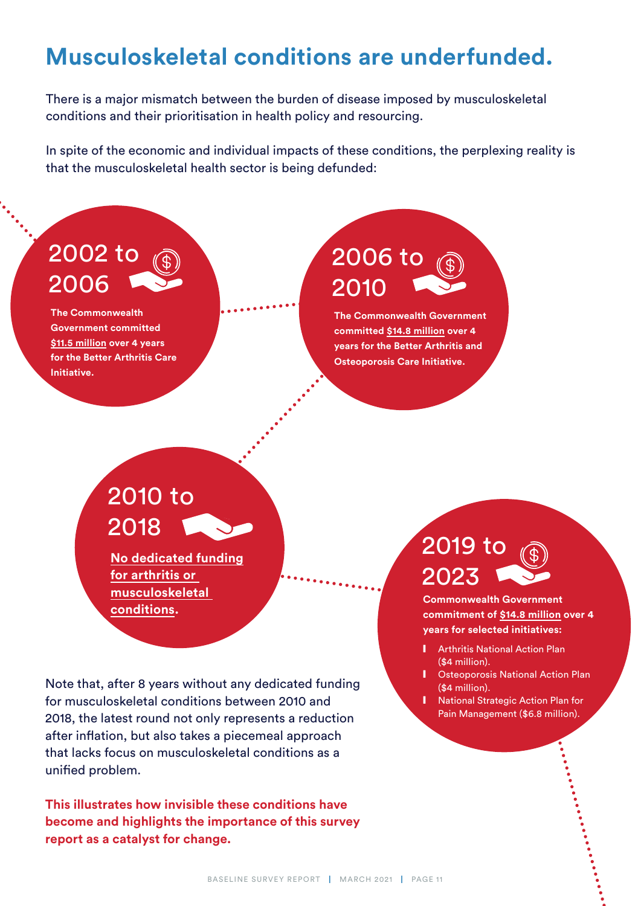# Musculoskeletal conditions are underfunded.

There is a major mismatch between the burden of disease imposed by musculoskeletal conditions and their prioritisation in health policy and resourcing.

In spite of the economic and individual impacts of these conditions, the perplexing reality is that the musculoskeletal health sector is being defunded:

## 2002 to 2006

**The Commonwealth Government committed $11.5 million over 4 years for the Better Arthritis Care Initiative.**

## 2006 to 2010

**The Commonwealth Government committed $14.8 million over 4 years for the Better Arthritis and Osteoporosis Care Initiative.**

## 2010 to 2018

**No dedicated funding for arthritis or musculoskeletal conditions.**

## 2019 to 2023

**Commonwealth Government commitment of $14.8 million over 4 years for selected initiatives:**

- Arthritis National Action Plan ($4 million).
- Osteoporosis National Action Plan ($4 million).
- National Strategic Action Plan for Pain Management ($6.8 million).

Note that, after 8 years without any dedicated funding for musculoskeletal conditions between 2010 and 2018, the latest round not only represents a reduction after inflation, but also takes a piecemeal approach that lacks focus on musculoskeletal conditions as a unified problem.

**This illustrates how invisible these conditions have become and highlights the importance of this survey report as a catalyst for change.**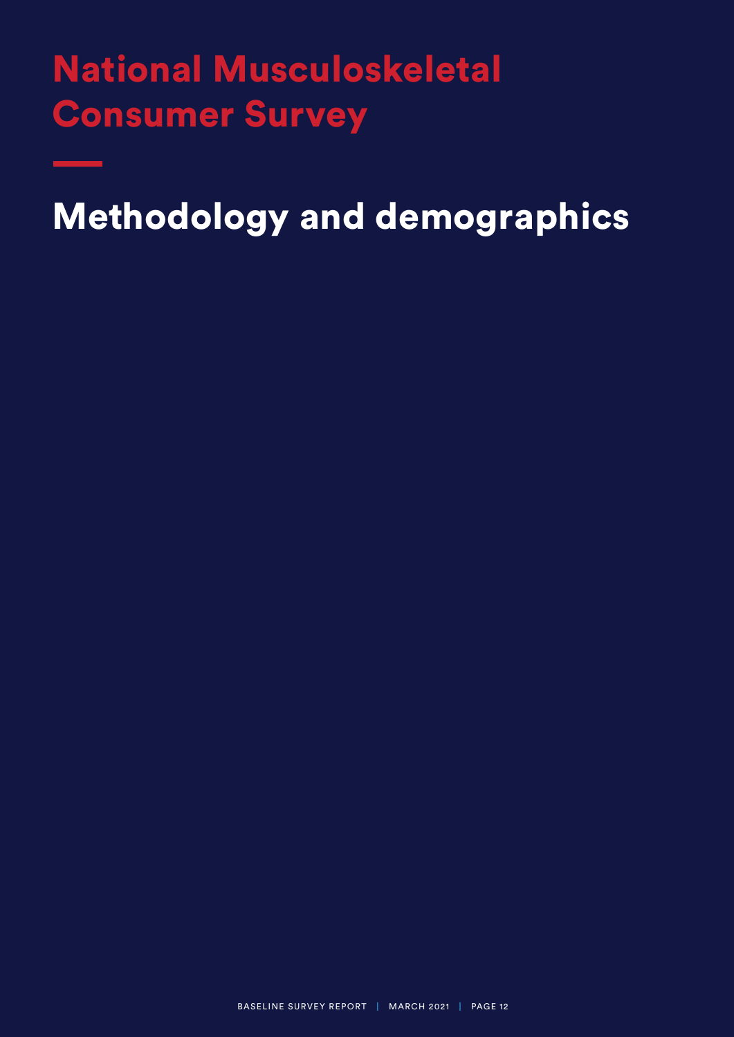# National Musculoskeletal Consumer Survey

## Methodology and demographics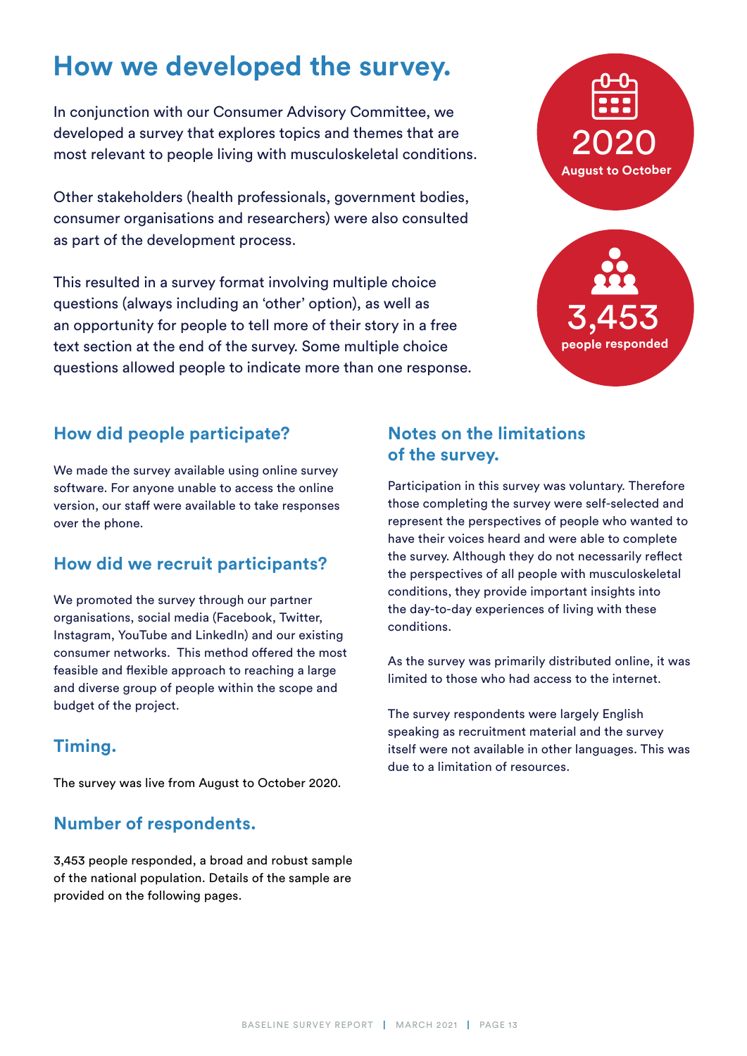# How we developed the survey.

In conjunction with our Consumer Advisory Committee, we developed a survey that explores topics and themes that are most relevant to people living with musculoskeletal conditions.

Other stakeholders (health professionals, government bodies, consumer organisations and researchers) were also consulted as part of the development process.

This resulted in a survey format involving multiple choice questions (always including an 'other' option), as well as an opportunity for people to tell more of their story in a free text section at the end of the survey. Some multiple choice questions allowed people to indicate more than one response.

**2020**
August to October

**3,453**
people responded

## How did people participate?

We made the survey available using online survey software. For anyone unable to access the online version, our staff were available to take responses over the phone.

## How did we recruit participants?

We promoted the survey through our partner organisations, social media (Facebook, Twitter, Instagram, YouTube and LinkedIn) and our existing consumer networks. This method offered the most feasible and flexible approach to reaching a large and diverse group of people within the scope and budget of the project.

## Timing.

The survey was live from August to October 2020.

## Number of respondents.

3,453 people responded, a broad and robust sample of the national population. Details of the sample are provided on the following pages.

## Notes on the limitations of the survey.

Participation in this survey was voluntary. Therefore those completing the survey were self-selected and represent the perspectives of people who wanted to have their voices heard and were able to complete the survey. Although they do not necessarily reflect the perspectives of all people with musculoskeletal conditions, they provide important insights into the day-to-day experiences of living with these conditions.

As the survey was primarily distributed online, it was limited to those who had access to the internet.

The survey respondents were largely English speaking as recruitment material and the survey itself were not available in other languages. This was due to a limitation of resources.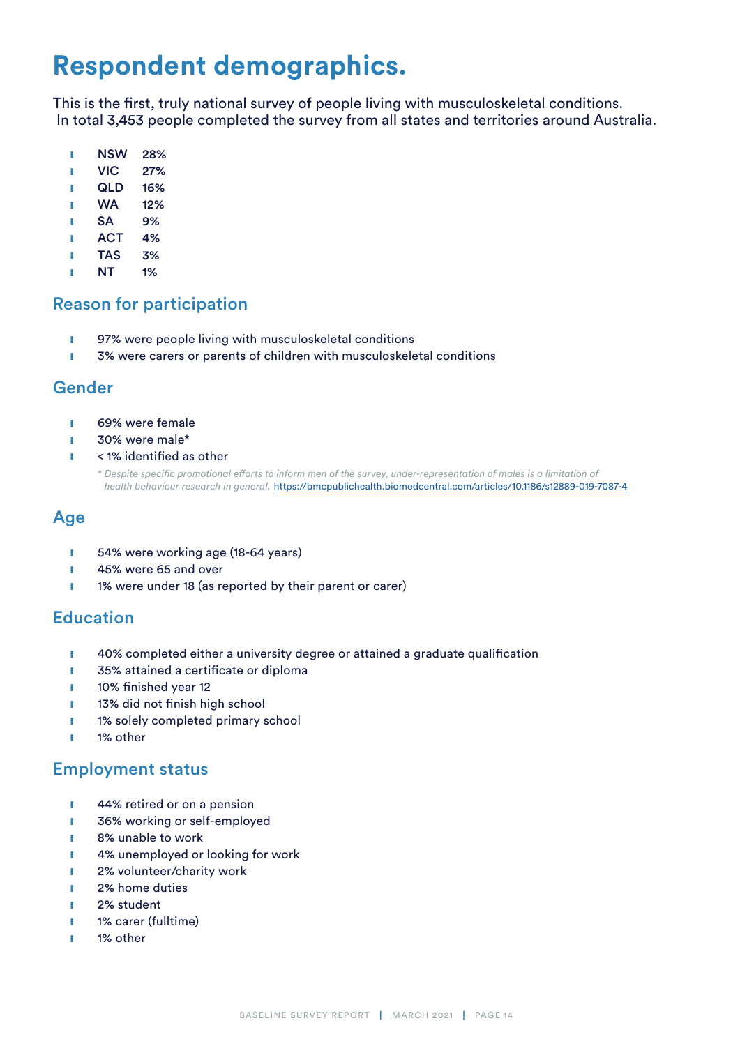# Respondent demographics.

This is the first, truly national survey of people living with musculoskeletal conditions. In total 3,453 people completed the survey from all states and territories around Australia.

- NSW 28%
- VIC 27%
- QLD 16%
- WA 12%
- SA 9%
- ACT 4%
- TAS 3%
- NT 1%

## Reason for participation

- 97% were people living with musculoskeletal conditions
- 3% were carers or parents of children with musculoskeletal conditions

## Gender

- 69% were female
- 30% were male*
- < 1% identified as other

*\* Despite specific promotional efforts to inform men of the survey, under-representation of males is a limitation of health behaviour research in general.* https://bmcpublichealth.biomedcentral.com/articles/10.1186/s12889-019-7087-4

## Age

- 54% were working age (18-64 years)
- 45% were 65 and over
- 1% were under 18 (as reported by their parent or carer)

## Education

- 40% completed either a university degree or attained a graduate qualification
- 35% attained a certificate or diploma
- 10% finished year 12
- 13% did not finish high school
- 1% solely completed primary school
- 1% other

## Employment status

- 44% retired or on a pension
- 36% working or self-employed
- 8% unable to work
- 4% unemployed or looking for work
- 2% volunteer/charity work
- 2% home duties
- 2% student
- 1% carer (fulltime)
- 1% other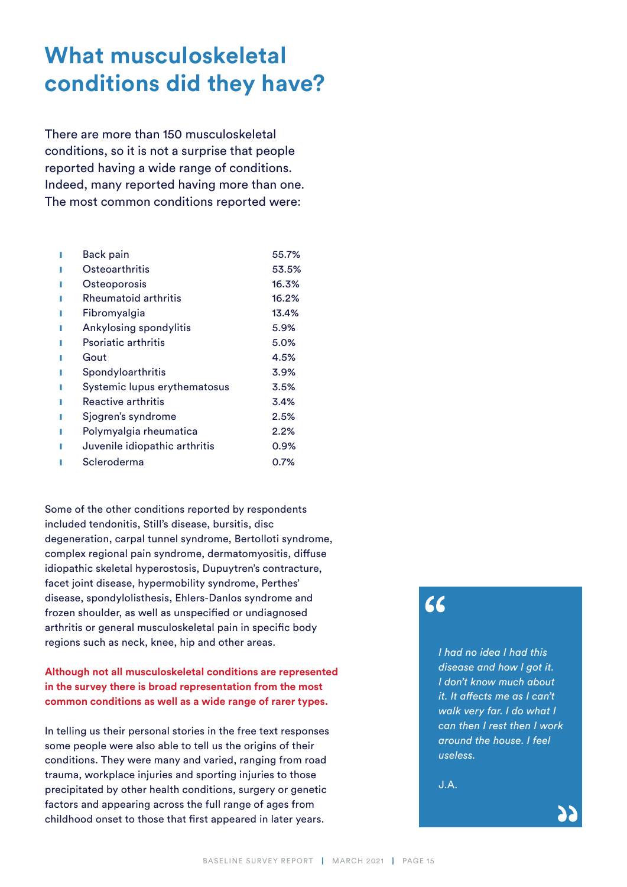# What musculoskeletal conditions did they have?

There are more than 150 musculoskeletal conditions, so it is not a surprise that people reported having a wide range of conditions. Indeed, many reported having more than one. The most common conditions reported were:

| Condition | Percentage |
|---|---|
| Back pain | 55.7% |
| Osteoarthritis | 53.5% |
| Osteoporosis | 16.3% |
| Rheumatoid arthritis | 16.2% |
| Fibromyalgia | 13.4% |
| Ankylosing spondylitis | 5.9% |
| Psoriatic arthritis | 5.0% |
| Gout | 4.5% |
| Spondyloarthritis | 3.9% |
| Systemic lupus erythematosus | 3.5% |
| Reactive arthritis | 3.4% |
| Sjogren's syndrome | 2.5% |
| Polymyalgia rheumatica | 2.2% |
| Juvenile idiopathic arthritis | 0.9% |
| Scleroderma | 0.7% |

Some of the other conditions reported by respondents included tendonitis, Still's disease, bursitis, disc degeneration, carpal tunnel syndrome, Bertolloti syndrome, complex regional pain syndrome, dermatomyositis, diffuse idiopathic skeletal hyperostosis, Dupuytren's contracture, facet joint disease, hypermobility syndrome, Perthes' disease, spondylolisthesis, Ehlers-Danlos syndrome and frozen shoulder, as well as unspecified or undiagnosed arthritis or general musculoskeletal pain in specific body regions such as neck, knee, hip and other areas.

**Although not all musculoskeletal conditions are represented in the survey there is broad representation from the most common conditions as well as a wide range of rarer types.**

In telling us their personal stories in the free text responses some people were also able to tell us the origins of their conditions. They were many and varied, ranging from road trauma, workplace injuries and sporting injuries to those precipitated by other health conditions, surgery or genetic factors and appearing across the full range of ages from childhood onset to those that first appeared in later years.

> *I had no idea I had this disease and how I got it. I don't know much about it. It affects me as I can't walk very far. I do what I can then I rest then I work around the house. I feel useless.*
>
> J.A.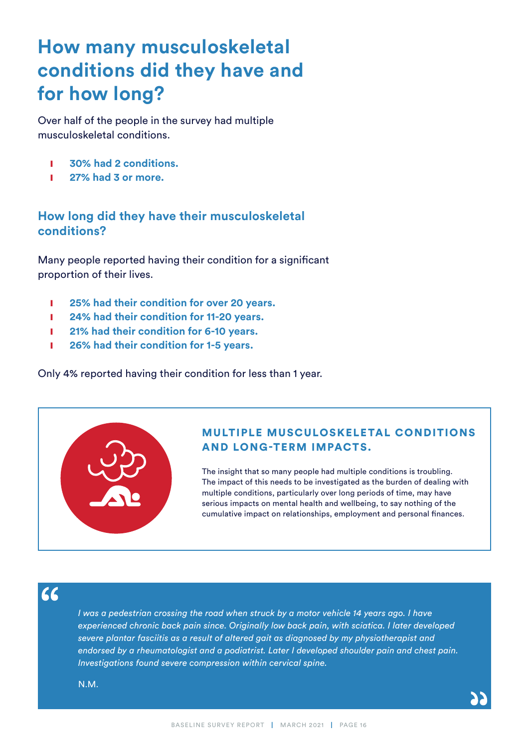# How many musculoskeletal conditions did they have and for how long?

Over half of the people in the survey had multiple musculoskeletal conditions.

- **30% had 2 conditions.**
- **27% had 3 or more.**

## How long did they have their musculoskeletal conditions?

Many people reported having their condition for a significant proportion of their lives.

- **25% had their condition for over 20 years.**
- **24% had their condition for 11-20 years.**
- **21% had their condition for 6-10 years.**
- **26% had their condition for 1-5 years.**

Only 4% reported having their condition for less than 1 year.

### MULTIPLE MUSCULOSKELETAL CONDITIONS AND LONG-TERM IMPACTS.

The insight that so many people had multiple conditions is troubling. The impact of this needs to be investigated as the burden of dealing with multiple conditions, particularly over long periods of time, may have serious impacts on mental health and wellbeing, to say nothing of the cumulative impact on relationships, employment and personal finances.

> *I was a pedestrian crossing the road when struck by a motor vehicle 14 years ago. I have experienced chronic back pain since. Originally low back pain, with sciatica. I later developed severe plantar fasciitis as a result of altered gait as diagnosed by my physiotherapist and endorsed by a rheumatologist and a podiatrist. Later I developed shoulder pain and chest pain. Investigations found severe compression within cervical spine.*
>
> N.M.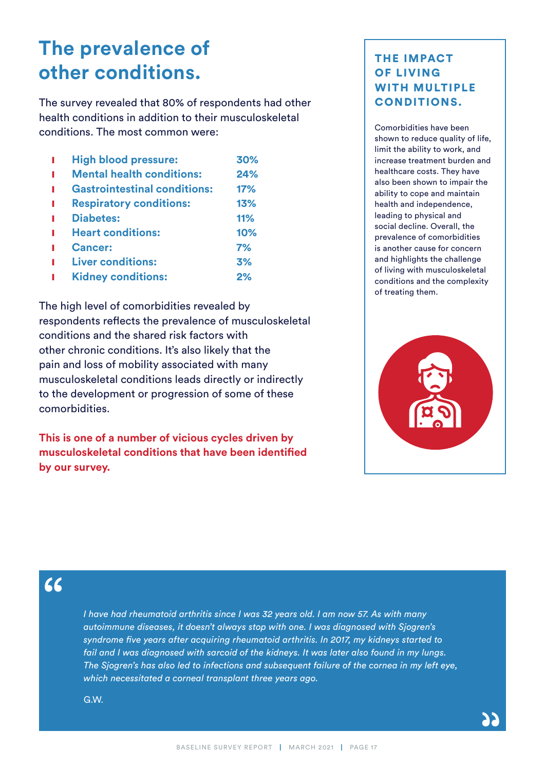# The prevalence of other conditions.

The survey revealed that 80% of respondents had other health conditions in addition to their musculoskeletal conditions. The most common were:

- **High blood pressure:** 30%
- **Mental health conditions:** 24%
- **Gastrointestinal conditions:** 17%
- **Respiratory conditions:** 13%
- **Diabetes:** 11%
- **Heart conditions:** 10%
- **Cancer:** 7%
- **Liver conditions:** 3%
- **Kidney conditions:** 2%

The high level of comorbidities revealed by respondents reflects the prevalence of musculoskeletal conditions and the shared risk factors with other chronic conditions. It's also likely that the pain and loss of mobility associated with many musculoskeletal conditions leads directly or indirectly to the development or progression of some of these comorbidities.

**This is one of a number of vicious cycles driven by musculoskeletal conditions that have been identified by our survey.**

## THE IMPACT OF LIVING WITH MULTIPLE CONDITIONS.

Comorbidities have been shown to reduce quality of life, limit the ability to work, and increase treatment burden and healthcare costs. They have also been shown to impair the ability to cope and maintain health and independence, leading to physical and social decline. Overall, the prevalence of comorbidities is another cause for concern and highlights the challenge of living with musculoskeletal conditions and the complexity of treating them.

> *I have had rheumatoid arthritis since I was 32 years old. I am now 57. As with many autoimmune diseases, it doesn't always stop with one. I was diagnosed with Sjogren's syndrome five years after acquiring rheumatoid arthritis. In 2017, my kidneys started to fail and I was diagnosed with sarcoid of the kidneys. It was later also found in my lungs. The Sjogren's has also led to infections and subsequent failure of the cornea in my left eye, which necessitated a corneal transplant three years ago.*
>
> G.W.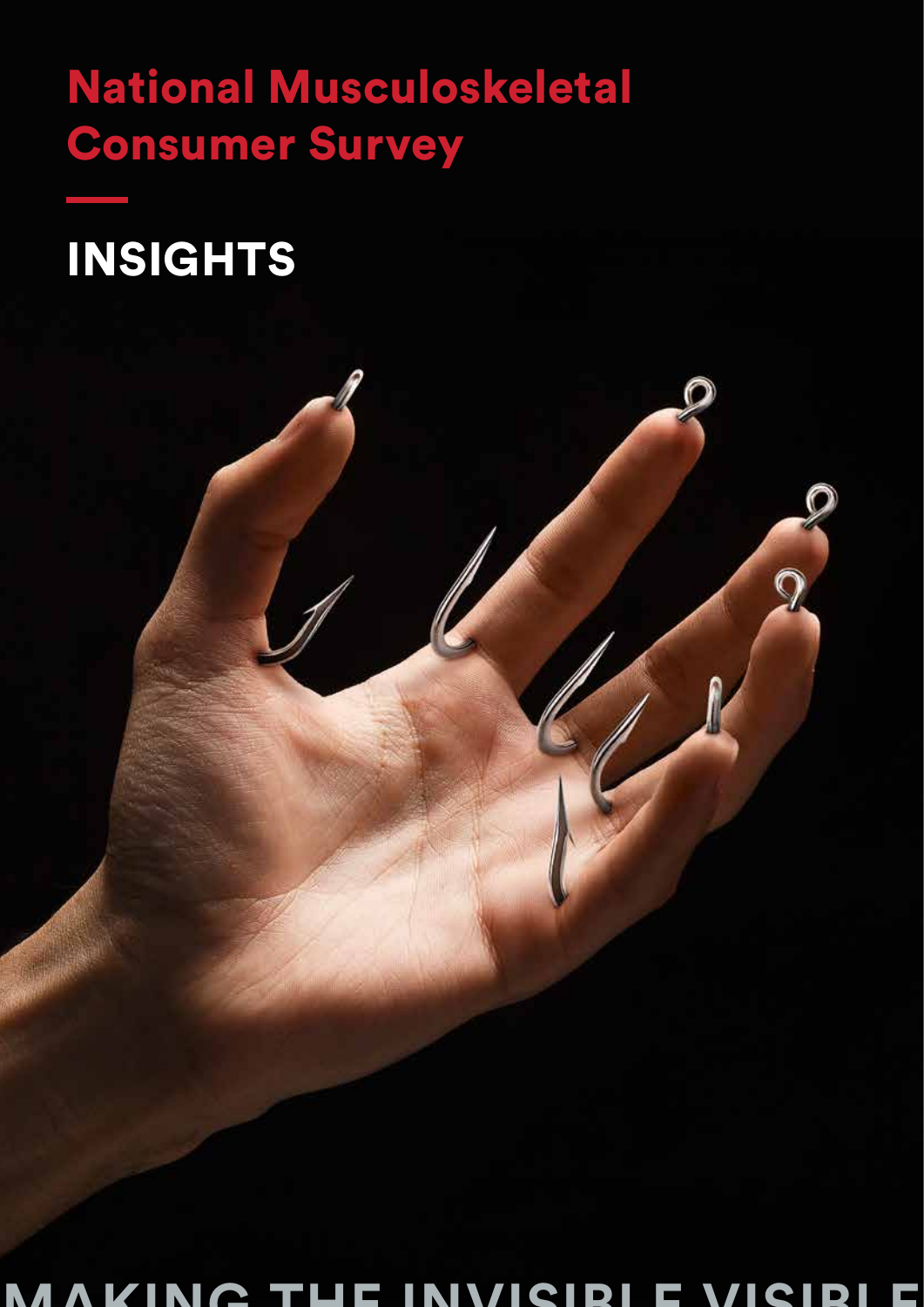# National Musculoskeletal Consumer Survey

## INSIGHTS

MAKING THE INVISIBLE VISIBLE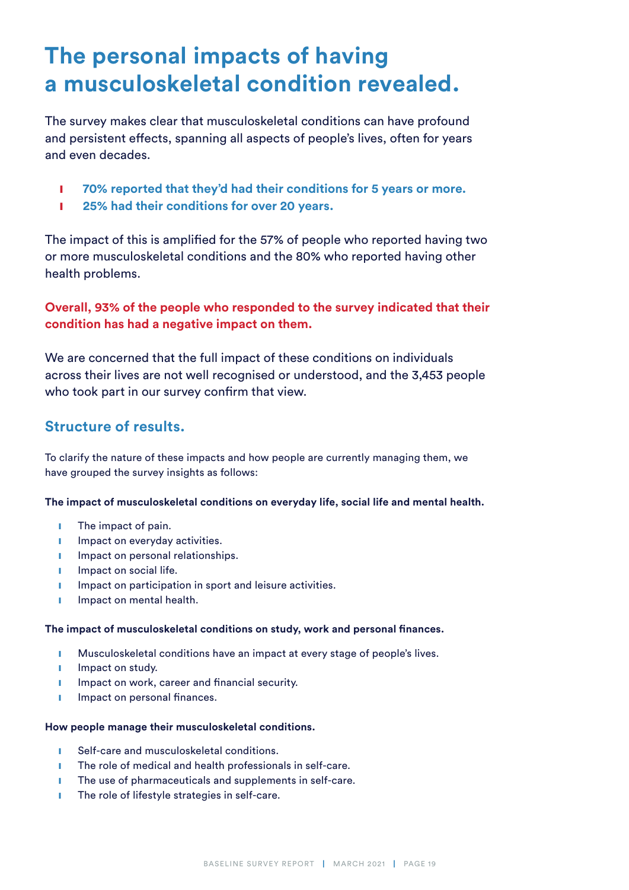# The personal impacts of having a musculoskeletal condition revealed.

The survey makes clear that musculoskeletal conditions can have profound and persistent effects, spanning all aspects of people's lives, often for years and even decades.

- **70% reported that they'd had their conditions for 5 years or more.**
- **25% had their conditions for over 20 years.**

The impact of this is amplified for the 57% of people who reported having two or more musculoskeletal conditions and the 80% who reported having other health problems.

**Overall, 93% of the people who responded to the survey indicated that their condition has had a negative impact on them.**

We are concerned that the full impact of these conditions on individuals across their lives are not well recognised or understood, and the 3,453 people who took part in our survey confirm that view.

## Structure of results.

To clarify the nature of these impacts and how people are currently managing them, we have grouped the survey insights as follows:

**The impact of musculoskeletal conditions on everyday life, social life and mental health.**

- The impact of pain.
- Impact on everyday activities.
- Impact on personal relationships.
- Impact on social life.
- Impact on participation in sport and leisure activities.
- Impact on mental health.

**The impact of musculoskeletal conditions on study, work and personal finances.**

- Musculoskeletal conditions have an impact at every stage of people's lives.
- Impact on study.
- Impact on work, career and financial security.
- Impact on personal finances.

**How people manage their musculoskeletal conditions.**

- Self-care and musculoskeletal conditions.
- The role of medical and health professionals in self-care.
- The use of pharmaceuticals and supplements in self-care.
- The role of lifestyle strategies in self-care.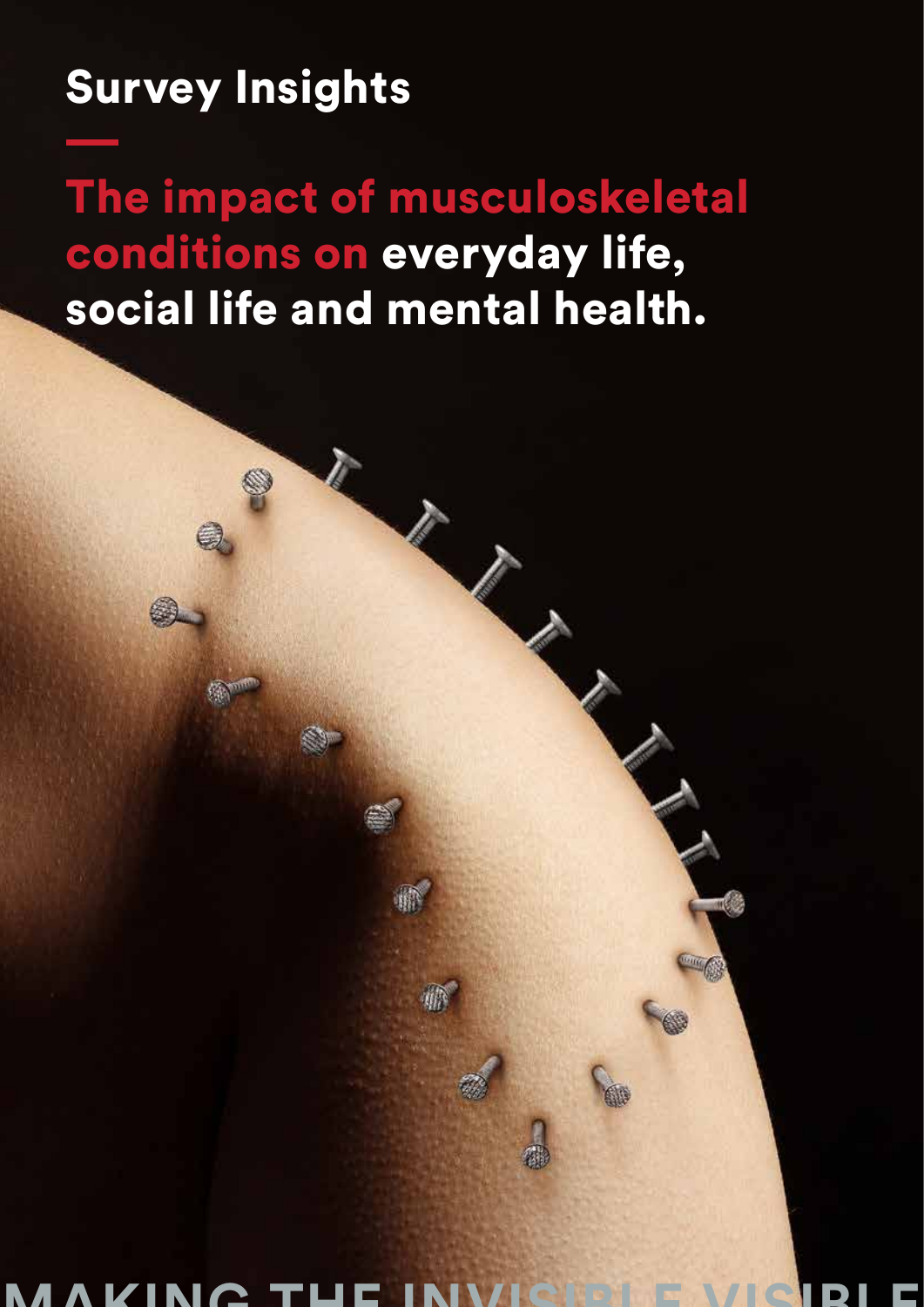# Survey Insights

## The impact of musculoskeletal conditions on everyday life, social life and mental health.

MAKING THE INVISIBLE VISIBLE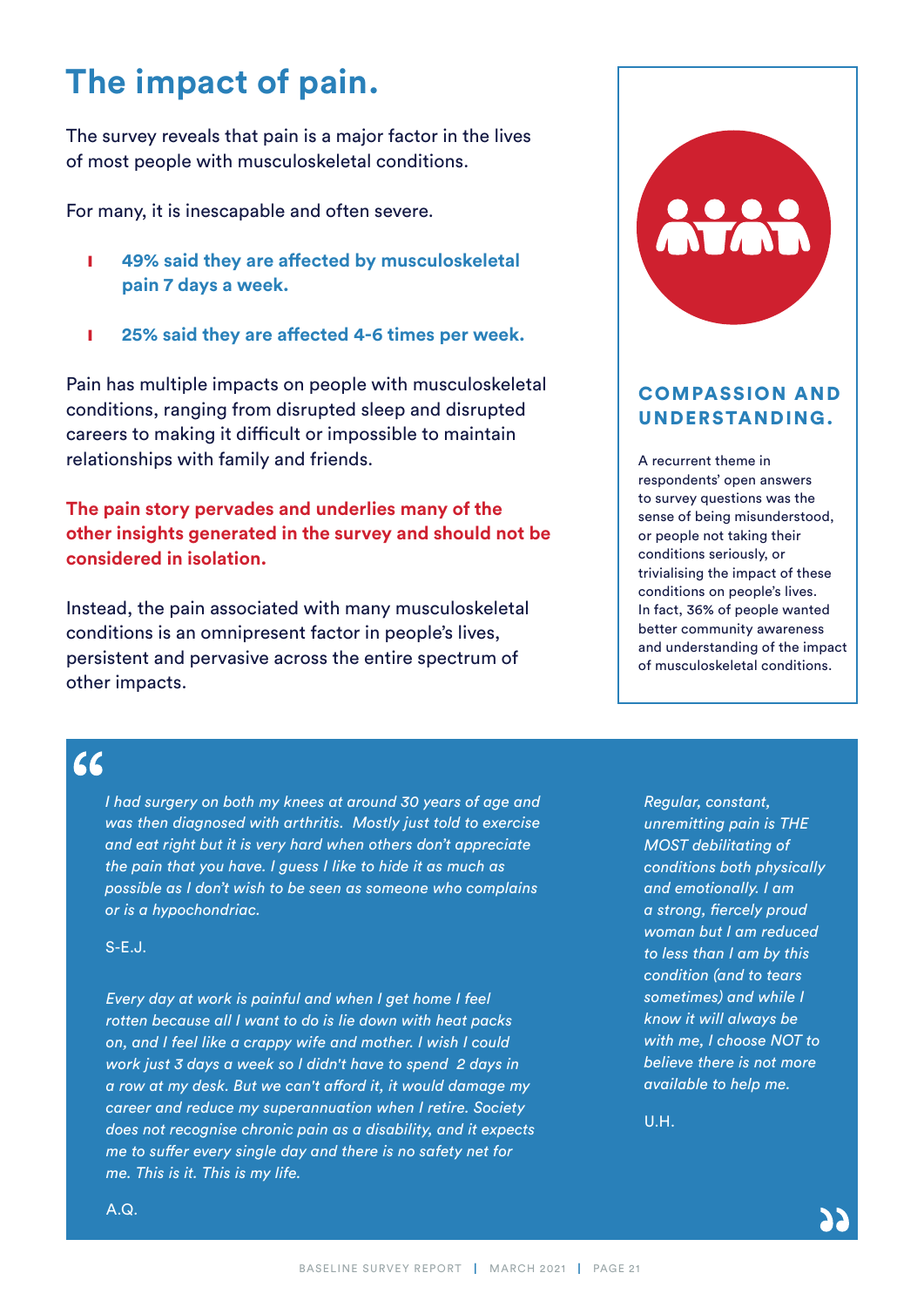# The impact of pain.

The survey reveals that pain is a major factor in the lives of most people with musculoskeletal conditions.

For many, it is inescapable and often severe.

- **49% said they are affected by musculoskeletal pain 7 days a week.**
- **25% said they are affected 4-6 times per week.**

Pain has multiple impacts on people with musculoskeletal conditions, ranging from disrupted sleep and disrupted careers to making it difficult or impossible to maintain relationships with family and friends.

**The pain story pervades and underlies many of the other insights generated in the survey and should not be considered in isolation.**

Instead, the pain associated with many musculoskeletal conditions is an omnipresent factor in people's lives, persistent and pervasive across the entire spectrum of other impacts.

## COMPASSION AND UNDERSTANDING.

A recurrent theme in respondents' open answers to survey questions was the sense of being misunderstood, or people not taking their conditions seriously, or trivialising the impact of these conditions on people's lives. In fact, 36% of people wanted better community awareness and understanding of the impact of musculoskeletal conditions.

> *I had surgery on both my knees at around 30 years of age and was then diagnosed with arthritis. Mostly just told to exercise and eat right but it is very hard when others don't appreciate the pain that you have. I guess I like to hide it as much as possible as I don't wish to be seen as someone who complains or is a hypochondriac.*
>
> S-E.J.

> *Every day at work is painful and when I get home I feel rotten because all I want to do is lie down with heat packs on, and I feel like a crappy wife and mother. I wish I could work just 3 days a week so I didn't have to spend 2 days in a row at my desk. But we can't afford it, it would damage my career and reduce my superannuation when I retire. Society does not recognise chronic pain as a disability, and it expects me to suffer every single day and there is no safety net for me. This is it. This is my life.*
>
> A.Q.

> *Regular, constant, unremitting pain is THE MOST debilitating of conditions both physically and emotionally. I am a strong, fiercely proud woman but I am reduced to less than I am by this condition (and to tears sometimes) and while I know it will always be with me, I choose NOT to believe there is not more available to help me.*
>
> U.H.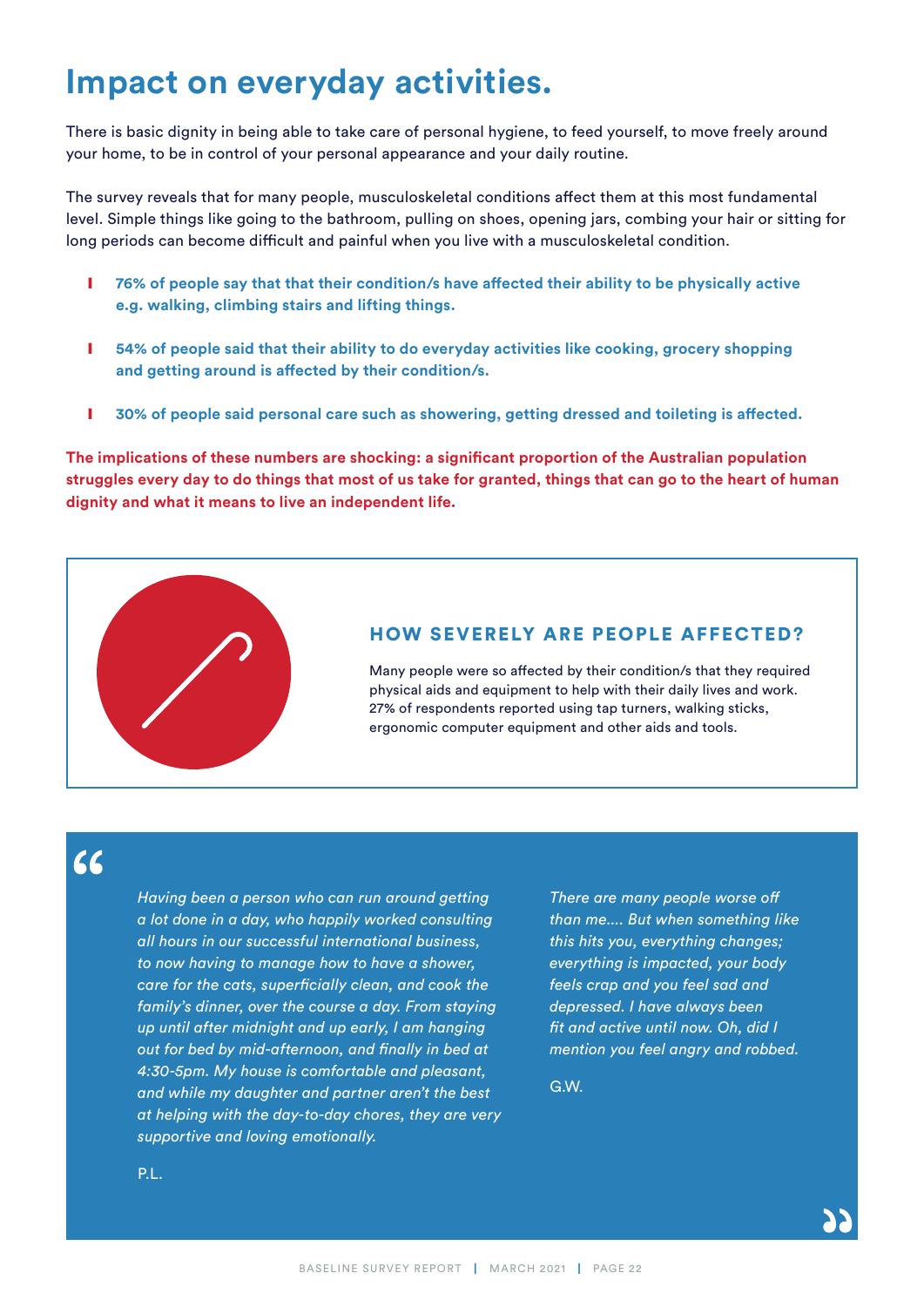# Impact on everyday activities.

There is basic dignity in being able to take care of personal hygiene, to feed yourself, to move freely around your home, to be in control of your personal appearance and your daily routine.

The survey reveals that for many people, musculoskeletal conditions affect them at this most fundamental level. Simple things like going to the bathroom, pulling on shoes, opening jars, combing your hair or sitting for long periods can become difficult and painful when you live with a musculoskeletal condition.

- **76% of people say that that their condition/s have affected their ability to be physically active e.g. walking, climbing stairs and lifting things.**
- **54% of people said that their ability to do everyday activities like cooking, grocery shopping and getting around is affected by their condition/s.**
- **30% of people said personal care such as showering, getting dressed and toileting is affected.**

**The implications of these numbers are shocking: a significant proportion of the Australian population struggles every day to do things that most of us take for granted, things that can go to the heart of human dignity and what it means to live an independent life.**

## HOW SEVERELY ARE PEOPLE AFFECTED?

Many people were so affected by their condition/s that they required physical aids and equipment to help with their daily lives and work. 27% of respondents reported using tap turners, walking sticks, ergonomic computer equipment and other aids and tools.

> *Having been a person who can run around getting a lot done in a day, who happily worked consulting all hours in our successful international business, to now having to manage how to have a shower, care for the cats, superficially clean, and cook the family's dinner, over the course a day. From staying up until after midnight and up early, I am hanging out for bed by mid-afternoon, and finally in bed at 4:30-5pm. My house is comfortable and pleasant, and while my daughter and partner aren't the best at helping with the day-to-day chores, they are very supportive and loving emotionally.*
>
> P.L.

> *There are many people worse off than me.... But when something like this hits you, everything changes; everything is impacted, your body feels crap and you feel sad and depressed. I have always been fit and active until now. Oh, did I mention you feel angry and robbed.*
>
> G.W.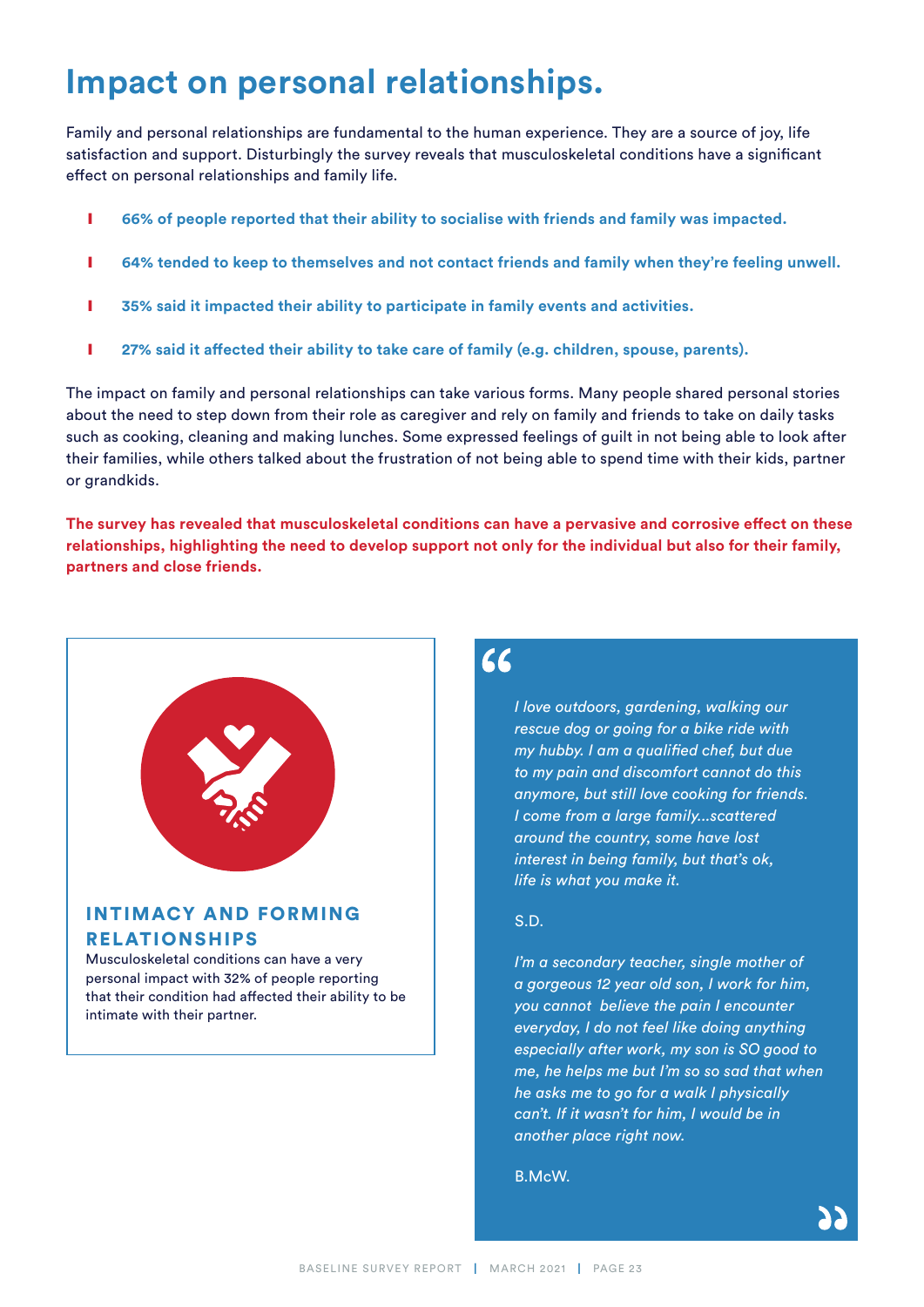# Impact on personal relationships.

Family and personal relationships are fundamental to the human experience. They are a source of joy, life satisfaction and support. Disturbingly the survey reveals that musculoskeletal conditions have a significant effect on personal relationships and family life.

- **66% of people reported that their ability to socialise with friends and family was impacted.**
- **64% tended to keep to themselves and not contact friends and family when they're feeling unwell.**
- **35% said it impacted their ability to participate in family events and activities.**
- **27% said it affected their ability to take care of family (e.g. children, spouse, parents).**

The impact on family and personal relationships can take various forms. Many people shared personal stories about the need to step down from their role as caregiver and rely on family and friends to take on daily tasks such as cooking, cleaning and making lunches. Some expressed feelings of guilt in not being able to look after their families, while others talked about the frustration of not being able to spend time with their kids, partner or grandkids.

**The survey has revealed that musculoskeletal conditions can have a pervasive and corrosive effect on these relationships, highlighting the need to develop support not only for the individual but also for their family, partners and close friends.**

### INTIMACY AND FORMING RELATIONSHIPS

Musculoskeletal conditions can have a very personal impact with 32% of people reporting that their condition had affected their ability to be intimate with their partner.

> *I love outdoors, gardening, walking our rescue dog or going for a bike ride with my hubby. I am a qualified chef, but due to my pain and discomfort cannot do this anymore, but still love cooking for friends. I come from a large family...scattered around the country, some have lost interest in being family, but that's ok, life is what you make it.*
>
> S.D.
>
> *I'm a secondary teacher, single mother of a gorgeous 12 year old son, I work for him, you cannot believe the pain I encounter everyday, I do not feel like doing anything especially after work, my son is SO good to me, he helps me but I'm so so sad that when he asks me to go for a walk I physically can't. If it wasn't for him, I would be in another place right now.*
>
> B.McW.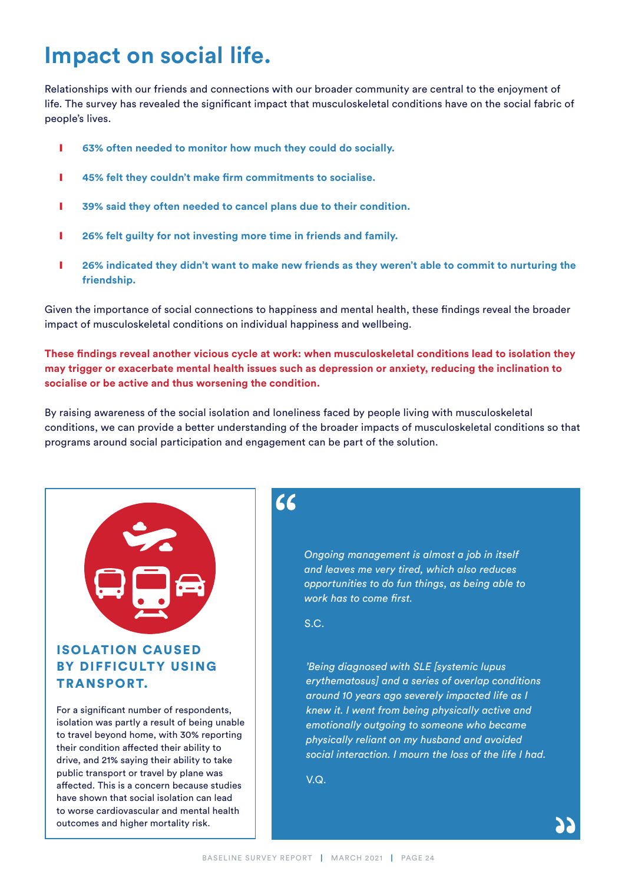# Impact on social life.

Relationships with our friends and connections with our broader community are central to the enjoyment of life. The survey has revealed the significant impact that musculoskeletal conditions have on the social fabric of people's lives.

- **63% often needed to monitor how much they could do socially.**
- **45% felt they couldn't make firm commitments to socialise.**
- **39% said they often needed to cancel plans due to their condition.**
- **26% felt guilty for not investing more time in friends and family.**
- **26% indicated they didn't want to make new friends as they weren't able to commit to nurturing the friendship.**

Given the importance of social connections to happiness and mental health, these findings reveal the broader impact of musculoskeletal conditions on individual happiness and wellbeing.

**These findings reveal another vicious cycle at work: when musculoskeletal conditions lead to isolation they may trigger or exacerbate mental health issues such as depression or anxiety, reducing the inclination to socialise or be active and thus worsening the condition.**

By raising awareness of the social isolation and loneliness faced by people living with musculoskeletal conditions, we can provide a better understanding of the broader impacts of musculoskeletal conditions so that programs around social participation and engagement can be part of the solution.

### ISOLATION CAUSED BY DIFFICULTY USING TRANSPORT.

For a significant number of respondents, isolation was partly a result of being unable to travel beyond home, with 30% reporting their condition affected their ability to drive, and 21% saying their ability to take public transport or travel by plane was affected. This is a concern because studies have shown that social isolation can lead to worse cardiovascular and mental health outcomes and higher mortality risk.

> *Ongoing management is almost a job in itself and leaves me very tired, which also reduces opportunities to do fun things, as being able to work has to come first.*
>
> S.C.
>
> *'Being diagnosed with SLE [systemic lupus erythematosus] and a series of overlap conditions around 10 years ago severely impacted life as I knew it. I went from being physically active and emotionally outgoing to someone who became physically reliant on my husband and avoided social interaction. I mourn the loss of the life I had.*
>
> V.Q.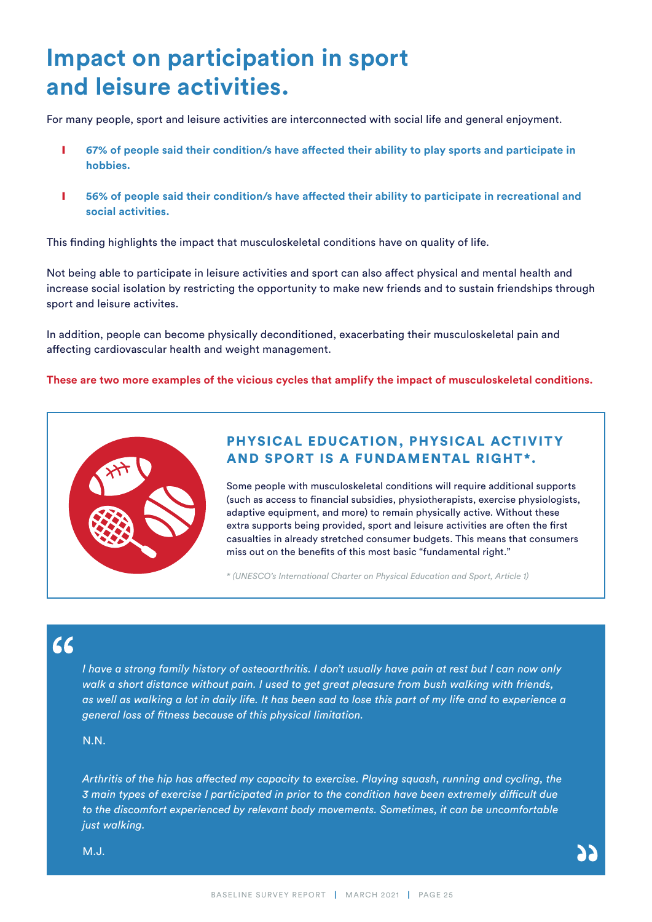# Impact on participation in sport and leisure activities.

For many people, sport and leisure activities are interconnected with social life and general enjoyment.

- **67% of people said their condition/s have affected their ability to play sports and participate in hobbies.**
- **56% of people said their condition/s have affected their ability to participate in recreational and social activities.**

This finding highlights the impact that musculoskeletal conditions have on quality of life.

Not being able to participate in leisure activities and sport can also affect physical and mental health and increase social isolation by restricting the opportunity to make new friends and to sustain friendships through sport and leisure activites.

In addition, people can become physically deconditioned, exacerbating their musculoskeletal pain and affecting cardiovascular health and weight management.

**These are two more examples of the vicious cycles that amplify the impact of musculoskeletal conditions.**

### PHYSICAL EDUCATION, PHYSICAL ACTIVITY AND SPORT IS A FUNDAMENTAL RIGHT*.

Some people with musculoskeletal conditions will require additional supports (such as access to financial subsidies, physiotherapists, exercise physiologists, adaptive equipment, and more) to remain physically active. Without these extra supports being provided, sport and leisure activities are often the first casualties in already stretched consumer budgets. This means that consumers miss out on the benefits of this most basic "fundamental right."

*\* (UNESCO's International Charter on Physical Education and Sport, Article 1)*

> *I have a strong family history of osteoarthritis. I don't usually have pain at rest but I can now only walk a short distance without pain. I used to get great pleasure from bush walking with friends, as well as walking a lot in daily life. It has been sad to lose this part of my life and to experience a general loss of fitness because of this physical limitation.*
>
> N.N.
>
> *Arthritis of the hip has affected my capacity to exercise. Playing squash, running and cycling, the 3 main types of exercise I participated in prior to the condition have been extremely difficult due to the discomfort experienced by relevant body movements. Sometimes, it can be uncomfortable just walking.*
>
> M.J.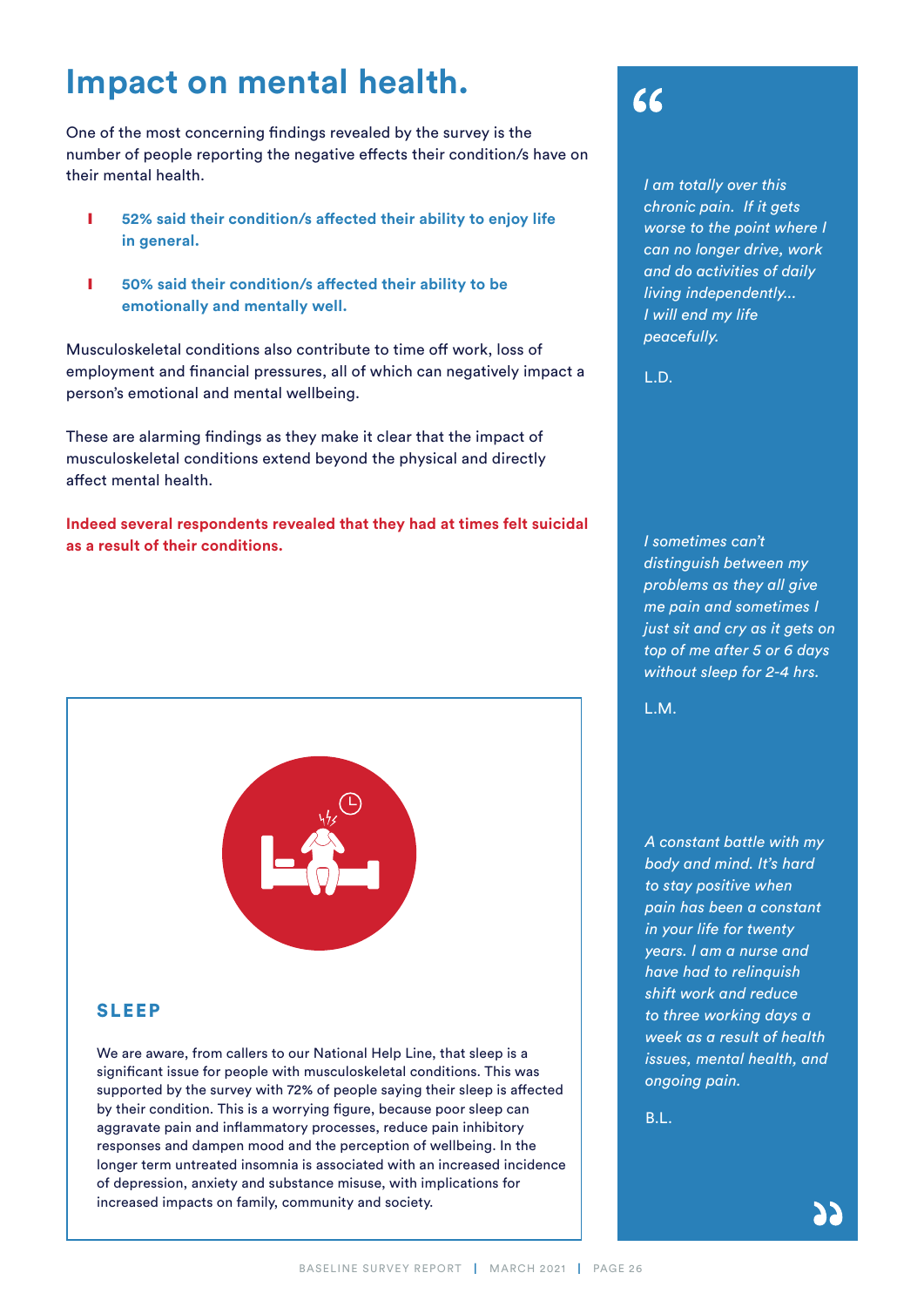# Impact on mental health.

One of the most concerning findings revealed by the survey is the number of people reporting the negative effects their condition/s have on their mental health.

- **52% said their condition/s affected their ability to enjoy life in general.**
- **50% said their condition/s affected their ability to be emotionally and mentally well.**

Musculoskeletal conditions also contribute to time off work, loss of employment and financial pressures, all of which can negatively impact a person's emotional and mental wellbeing.

These are alarming findings as they make it clear that the impact of musculoskeletal conditions extend beyond the physical and directly affect mental health.

**Indeed several respondents revealed that they had at times felt suicidal as a result of their conditions.**

## SLEEP

We are aware, from callers to our National Help Line, that sleep is a significant issue for people with musculoskeletal conditions. This was supported by the survey with 72% of people saying their sleep is affected by their condition. This is a worrying figure, because poor sleep can aggravate pain and inflammatory processes, reduce pain inhibitory responses and dampen mood and the perception of wellbeing. In the longer term untreated insomnia is associated with an increased incidence of depression, anxiety and substance misuse, with implications for increased impacts on family, community and society.

> *I am totally over this chronic pain. If it gets worse to the point where I can no longer drive, work and do activities of daily living independently... I will end my life peacefully.*
>
> L.D.

> *I sometimes can't distinguish between my problems as they all give me pain and sometimes I just sit and cry as it gets on top of me after 5 or 6 days without sleep for 2-4 hrs.*
>
> L.M.

> *A constant battle with my body and mind. It's hard to stay positive when pain has been a constant in your life for twenty years. I am a nurse and have had to relinquish shift work and reduce to three working days a week as a result of health issues, mental health, and ongoing pain.*
>
> B.L.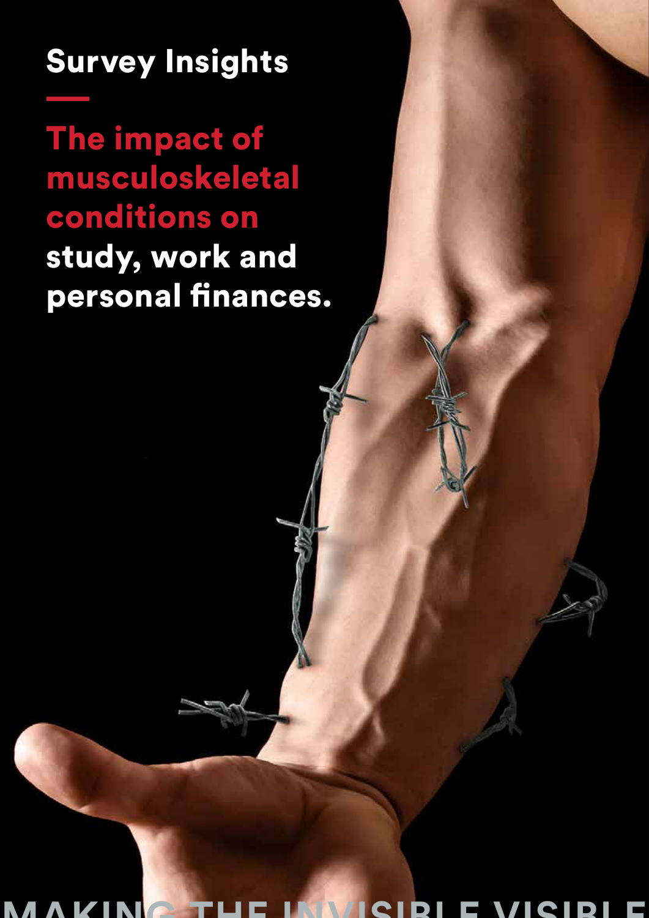## Survey Insights

# The impact of musculoskeletal conditions on study, work and personal finances.

MAKING THE INVISIBLE VISIBLE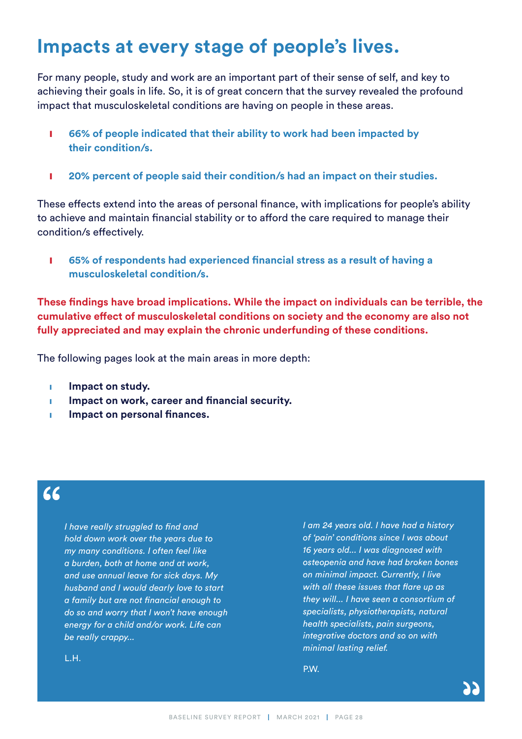# Impacts at every stage of people's lives.

For many people, study and work are an important part of their sense of self, and key to achieving their goals in life. So, it is of great concern that the survey revealed the profound impact that musculoskeletal conditions are having on people in these areas.

- **66% of people indicated that their ability to work had been impacted by their condition/s.**
- **20% percent of people said their condition/s had an impact on their studies.**

These effects extend into the areas of personal finance, with implications for people's ability to achieve and maintain financial stability or to afford the care required to manage their condition/s effectively.

- **65% of respondents had experienced financial stress as a result of having a musculoskeletal condition/s.**

**These findings have broad implications. While the impact on individuals can be terrible, the cumulative effect of musculoskeletal conditions on society and the economy are also not fully appreciated and may explain the chronic underfunding of these conditions.**

The following pages look at the main areas in more depth:

- **Impact on study.**
- **Impact on work, career and financial security.**
- **Impact on personal finances.**

> *I have really struggled to find and hold down work over the years due to my many conditions. I often feel like a burden, both at home and at work, and use annual leave for sick days. My husband and I would dearly love to start a family but are not financial enough to do so and worry that I won't have enough energy for a child and/or work. Life can be really crappy...*
>
> L.H.

> *I am 24 years old. I have had a history of 'pain' conditions since I was about 16 years old... I was diagnosed with osteopenia and have had broken bones on minimal impact. Currently, I live with all these issues that flare up as they will... I have seen a consortium of specialists, physiotherapists, natural health specialists, pain surgeons, integrative doctors and so on with minimal lasting relief.*
>
> P.W.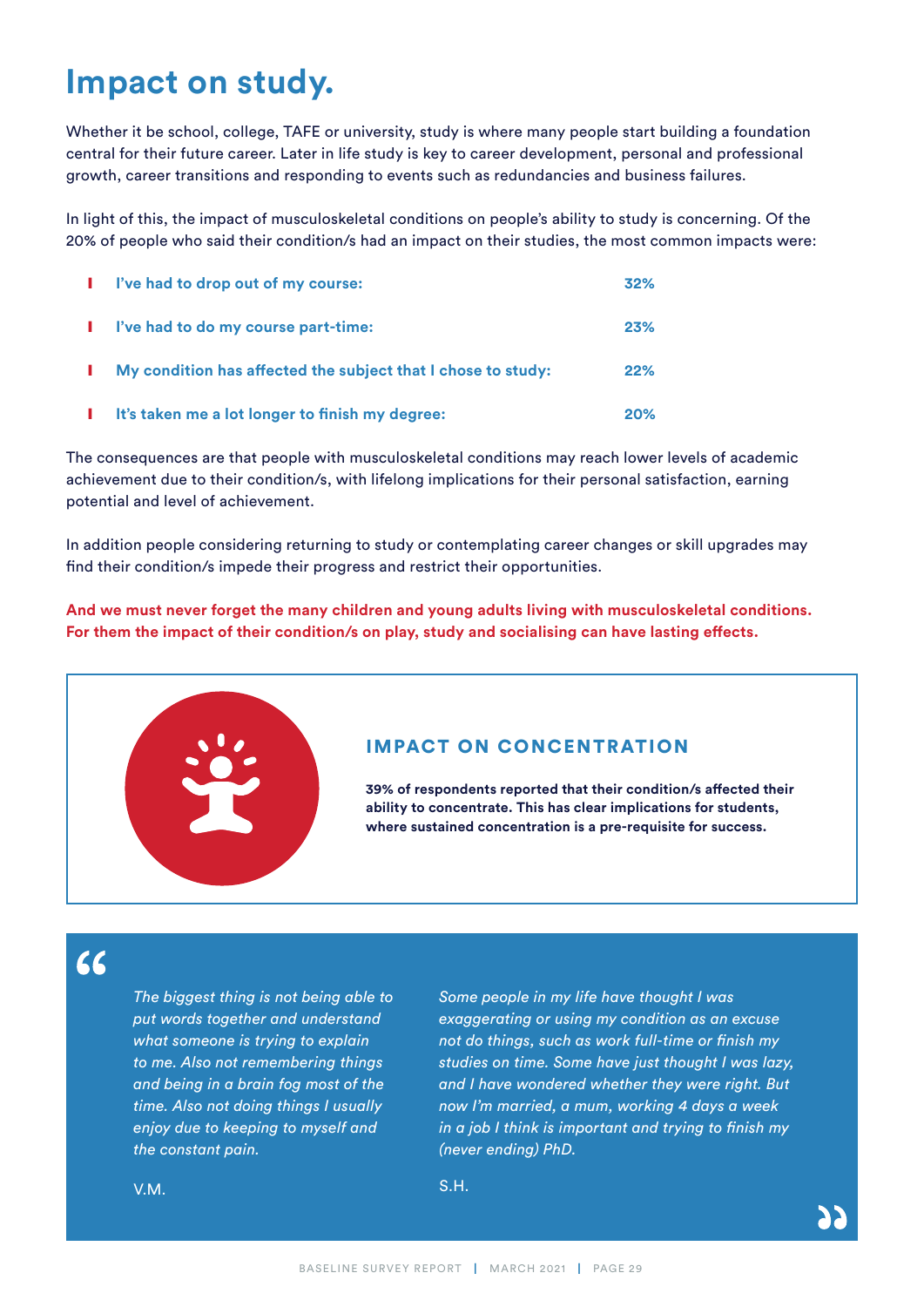# Impact on study.

Whether it be school, college, TAFE or university, study is where many people start building a foundation central for their future career. Later in life study is key to career development, personal and professional growth, career transitions and responding to events such as redundancies and business failures.

In light of this, the impact of musculoskeletal conditions on people's ability to study is concerning. Of the 20% of people who said their condition/s had an impact on their studies, the most common impacts were:

- **I've had to drop out of my course: 32%**
- **I've had to do my course part-time: 23%**
- **My condition has affected the subject that I chose to study: 22%**
- **It's taken me a lot longer to finish my degree: 20%**

The consequences are that people with musculoskeletal conditions may reach lower levels of academic achievement due to their condition/s, with lifelong implications for their personal satisfaction, earning potential and level of achievement.

In addition people considering returning to study or contemplating career changes or skill upgrades may find their condition/s impede their progress and restrict their opportunities.

**And we must never forget the many children and young adults living with musculoskeletal conditions. For them the impact of their condition/s on play, study and socialising can have lasting effects.**

## IMPACT ON CONCENTRATION

**39% of respondents reported that their condition/s affected their ability to concentrate. This has clear implications for students, where sustained concentration is a pre-requisite for success.**

> *The biggest thing is not being able to put words together and understand what someone is trying to explain to me. Also not remembering things and being in a brain fog most of the time. Also not doing things I usually enjoy due to keeping to myself and the constant pain.*
>
> V.M.

> *Some people in my life have thought I was exaggerating or using my condition as an excuse not do things, such as work full-time or finish my studies on time. Some have just thought I was lazy, and I have wondered whether they were right. But now I'm married, a mum, working 4 days a week in a job I think is important and trying to finish my (never ending) PhD.*
>
> S.H.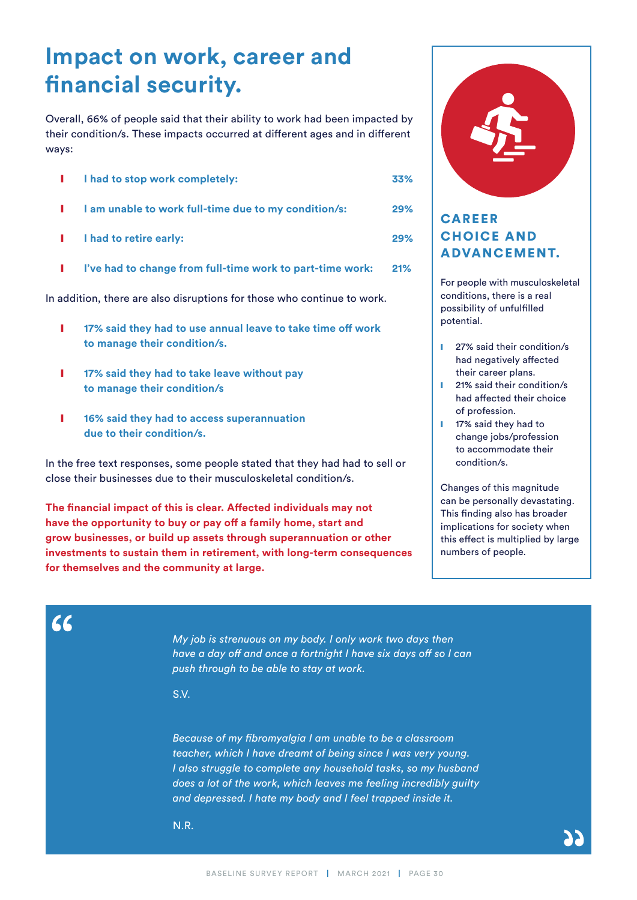# Impact on work, career and financial security.

Overall, 66% of people said that their ability to work had been impacted by their condition/s. These impacts occurred at different ages and in different ways:

- **I had to stop work completely: 33%**
- **I am unable to work full-time due to my condition/s: 29%**
- **I had to retire early: 29%**
- **I've had to change from full-time work to part-time work: 21%**

In addition, there are also disruptions for those who continue to work.

- **17% said they had to use annual leave to take time off work to manage their condition/s.**
- **17% said they had to take leave without pay to manage their condition/s**
- **16% said they had to access superannuation due to their condition/s.**

In the free text responses, some people stated that they had had to sell or close their businesses due to their musculoskeletal condition/s.

**The financial impact of this is clear. Affected individuals may not have the opportunity to buy or pay off a family home, start and grow businesses, or build up assets through superannuation or other investments to sustain them in retirement, with long-term consequences for themselves and the community at large.**

## CAREER CHOICE AND ADVANCEMENT.

For people with musculoskeletal conditions, there is a real possibility of unfulfilled potential.

- 27% said their condition/s had negatively affected their career plans.
- 21% said their condition/s had affected their choice of profession.
- 17% said they had to change jobs/profession to accommodate their condition/s.

Changes of this magnitude can be personally devastating. This finding also has broader implications for society when this effect is multiplied by large numbers of people.

> *My job is strenuous on my body. I only work two days then have a day off and once a fortnight I have six days off so I can push through to be able to stay at work.*
>
> S.V.
>
> *Because of my fibromyalgia I am unable to be a classroom teacher, which I have dreamt of being since I was very young. I also struggle to complete any household tasks, so my husband does a lot of the work, which leaves me feeling incredibly guilty and depressed. I hate my body and I feel trapped inside it.*
>
> N.R.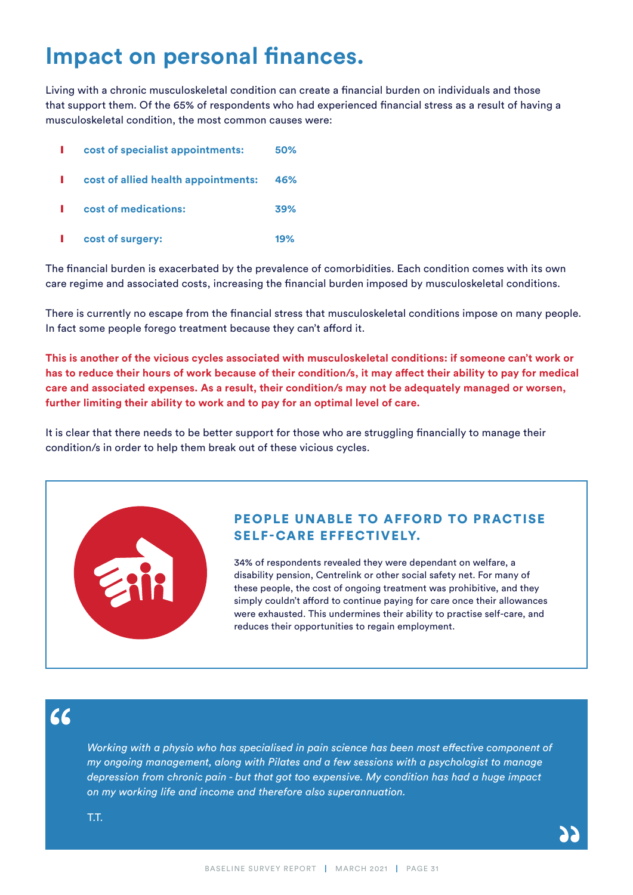# Impact on personal finances.

Living with a chronic musculoskeletal condition can create a financial burden on individuals and those that support them. Of the 65% of respondents who had experienced financial stress as a result of having a musculoskeletal condition, the most common causes were:

- **cost of specialist appointments: 50%**
- **cost of allied health appointments: 46%**
- **cost of medications: 39%**
- **cost of surgery: 19%**

The financial burden is exacerbated by the prevalence of comorbidities. Each condition comes with its own care regime and associated costs, increasing the financial burden imposed by musculoskeletal conditions.

There is currently no escape from the financial stress that musculoskeletal conditions impose on many people. In fact some people forego treatment because they can't afford it.

**This is another of the vicious cycles associated with musculoskeletal conditions: if someone can't work or has to reduce their hours of work because of their condition/s, it may affect their ability to pay for medical care and associated expenses. As a result, their condition/s may not be adequately managed or worsen, further limiting their ability to work and to pay for an optimal level of care.**

It is clear that there needs to be better support for those who are struggling financially to manage their condition/s in order to help them break out of these vicious cycles.

### PEOPLE UNABLE TO AFFORD TO PRACTISE SELF-CARE EFFECTIVELY.

34% of respondents revealed they were dependant on welfare, a disability pension, Centrelink or other social safety net. For many of these people, the cost of ongoing treatment was prohibitive, and they simply couldn't afford to continue paying for care once their allowances were exhausted. This undermines their ability to practise self-care, and reduces their opportunities to regain employment.

> *Working with a physio who has specialised in pain science has been most effective component of my ongoing management, along with Pilates and a few sessions with a psychologist to manage depression from chronic pain - but that got too expensive. My condition has had a huge impact on my working life and income and therefore also superannuation.*
>
> T.T.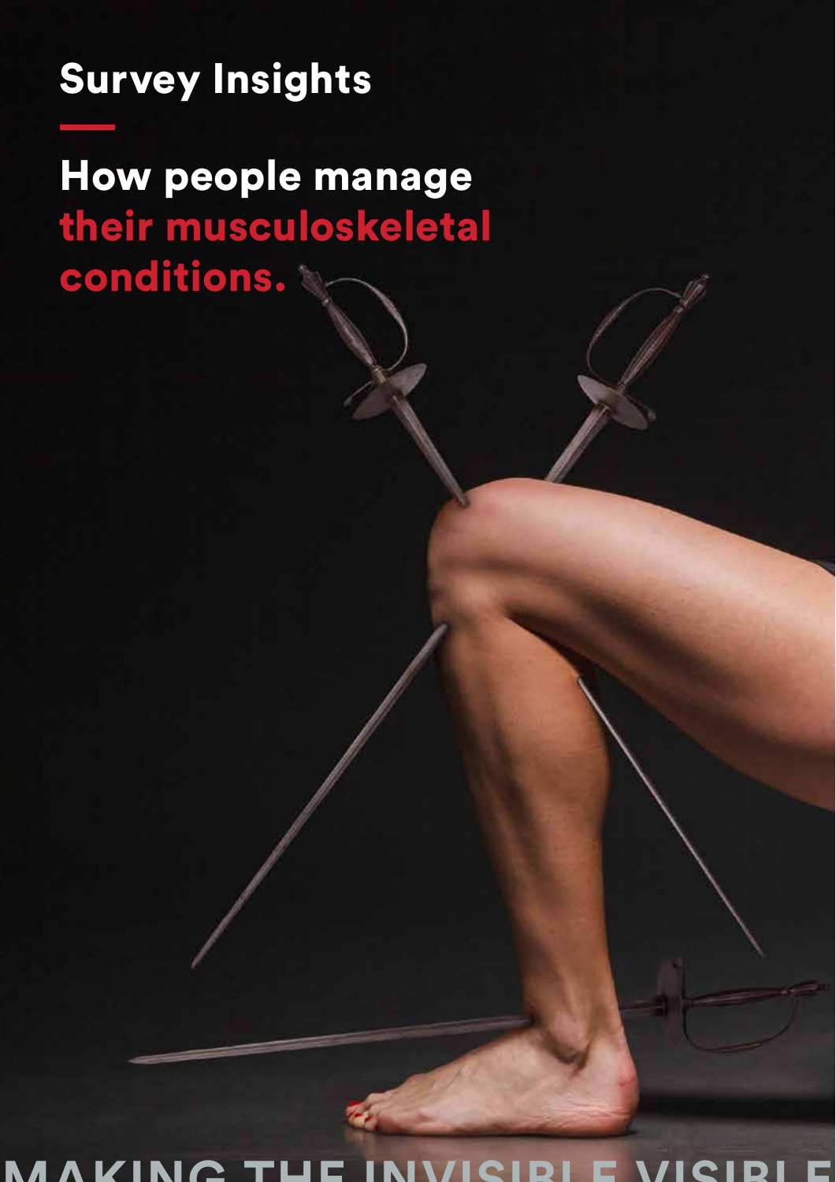## Survey Insights

# How people manage their musculoskeletal conditions.

MAKING THE INVISIBLE VISIBLE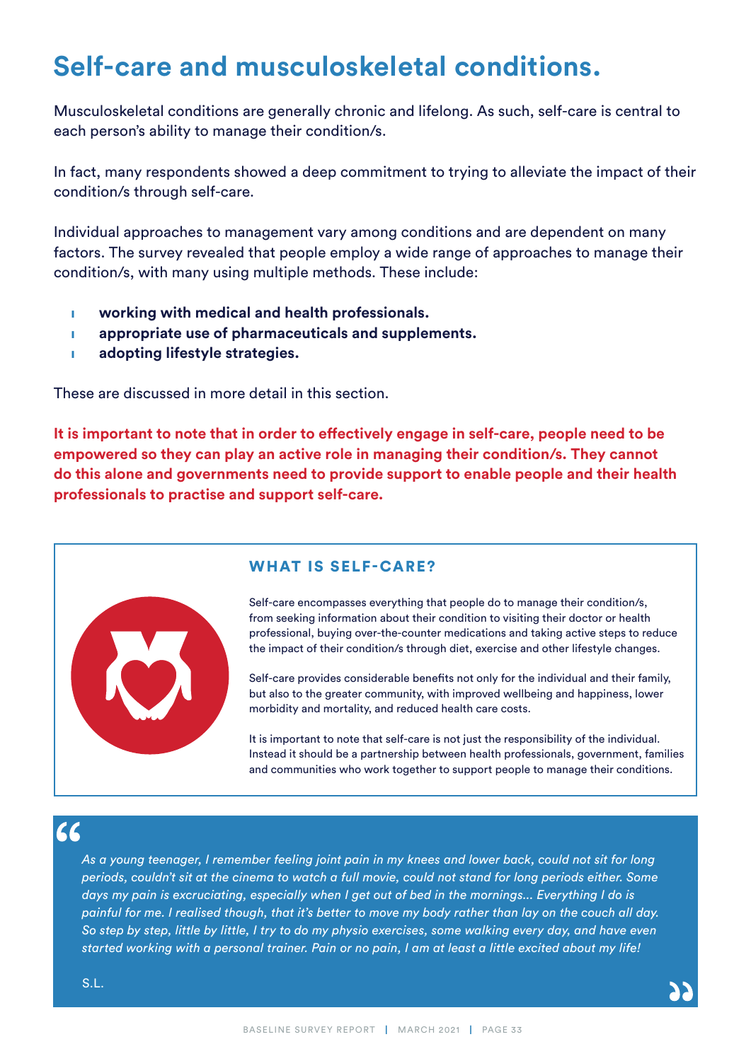# Self-care and musculoskeletal conditions.

Musculoskeletal conditions are generally chronic and lifelong. As such, self-care is central to each person's ability to manage their condition/s.

In fact, many respondents showed a deep commitment to trying to alleviate the impact of their condition/s through self-care.

Individual approaches to management vary among conditions and are dependent on many factors. The survey revealed that people employ a wide range of approaches to manage their condition/s, with many using multiple methods. These include:

- **working with medical and health professionals.**
- **appropriate use of pharmaceuticals and supplements.**
- **adopting lifestyle strategies.**

These are discussed in more detail in this section.

**It is important to note that in order to effectively engage in self-care, people need to be empowered so they can play an active role in managing their condition/s. They cannot do this alone and governments need to provide support to enable people and their health professionals to practise and support self-care.**

## WHAT IS SELF-CARE?

Self-care encompasses everything that people do to manage their condition/s, from seeking information about their condition to visiting their doctor or health professional, buying over-the-counter medications and taking active steps to reduce the impact of their condition/s through diet, exercise and other lifestyle changes.

Self-care provides considerable benefits not only for the individual and their family, but also to the greater community, with improved wellbeing and happiness, lower morbidity and mortality, and reduced health care costs.

It is important to note that self-care is not just the responsibility of the individual. Instead it should be a partnership between health professionals, government, families and communities who work together to support people to manage their conditions.

> *As a young teenager, I remember feeling joint pain in my knees and lower back, could not sit for long periods, couldn't sit at the cinema to watch a full movie, could not stand for long periods either. Some days my pain is excruciating, especially when I get out of bed in the mornings... Everything I do is painful for me. I realised though, that it's better to move my body rather than lay on the couch all day. So step by step, little by little, I try to do my physio exercises, some walking every day, and have even started working with a personal trainer. Pain or no pain, I am at least a little excited about my life!*
>
> S.L.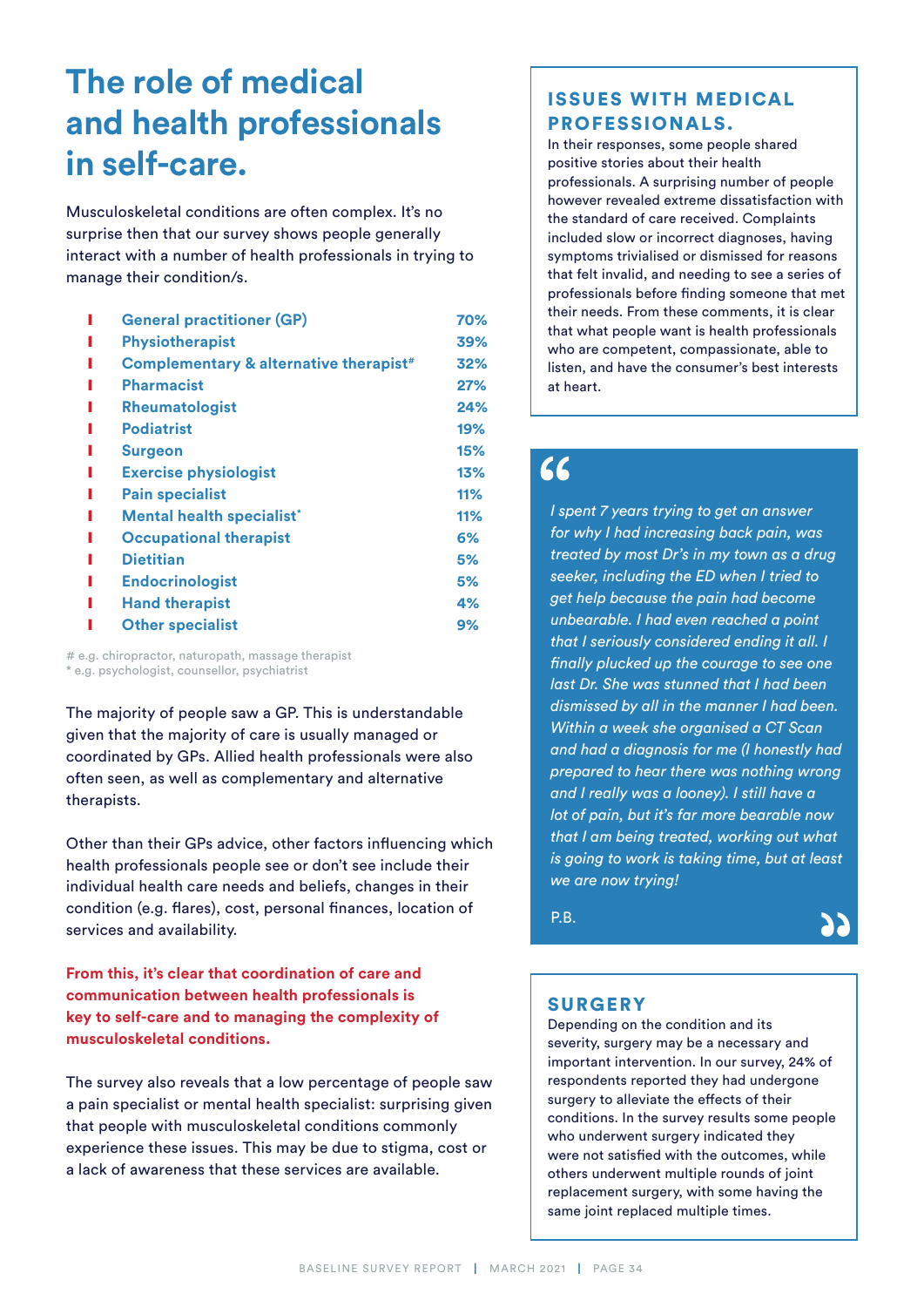# The role of medical and health professionals in self-care.

Musculoskeletal conditions are often complex. It's no surprise then that our survey shows people generally interact with a number of health professionals in trying to manage their condition/s.

| Health professional | % |
| --- | --- |
| General practitioner (GP) | 70% |
| Physiotherapist | 39% |
| Complementary & alternative therapist# | 32% |
| Pharmacist | 27% |
| Rheumatologist | 24% |
| Podiatrist | 19% |
| Surgeon | 15% |
| Exercise physiologist | 13% |
| Pain specialist | 11% |
| Mental health specialist* | 11% |
| Occupational therapist | 6% |
| Dietitian | 5% |
| Endocrinologist | 5% |
| Hand therapist | 4% |
| Other specialist | 9% |

# e.g. chiropractor, naturopath, massage therapist
* e.g. psychologist, counsellor, psychiatrist

The majority of people saw a GP. This is understandable given that the majority of care is usually managed or coordinated by GPs. Allied health professionals were also often seen, as well as complementary and alternative therapists.

Other than their GPs advice, other factors influencing which health professionals people see or don't see include their individual health care needs and beliefs, changes in their condition (e.g. flares), cost, personal finances, location of services and availability.

**From this, it's clear that coordination of care and communication between health professionals is key to self-care and to managing the complexity of musculoskeletal conditions.**

The survey also reveals that a low percentage of people saw a pain specialist or mental health specialist: surprising given that people with musculoskeletal conditions commonly experience these issues. This may be due to stigma, cost or a lack of awareness that these services are available.

## ISSUES WITH MEDICAL PROFESSIONALS.

In their responses, some people shared positive stories about their health professionals. A surprising number of people however revealed extreme dissatisfaction with the standard of care received. Complaints included slow or incorrect diagnoses, having symptoms trivialised or dismissed for reasons that felt invalid, and needing to see a series of professionals before finding someone that met their needs. From these comments, it is clear that what people want is health professionals who are competent, compassionate, able to listen, and have the consumer's best interests at heart.

> *I spent 7 years trying to get an answer for why I had increasing back pain, was treated by most Dr's in my town as a drug seeker, including the ED when I tried to get help because the pain had become unbearable. I had even reached a point that I seriously considered ending it all. I finally plucked up the courage to see one last Dr. She was stunned that I had been dismissed by all in the manner I had been. Within a week she organised a CT Scan and had a diagnosis for me (I honestly had prepared to hear there was nothing wrong and I really was a looney). I still have a lot of pain, but it's far more bearable now that I am being treated, working out what is going to work is taking time, but at least we are now trying!*
>
> P.B.

## SURGERY

Depending on the condition and its severity, surgery may be a necessary and important intervention. In our survey, 24% of respondents reported they had undergone surgery to alleviate the effects of their conditions. In the survey results some people who underwent surgery indicated they were not satisfied with the outcomes, while others underwent multiple rounds of joint replacement surgery, with some having the same joint replaced multiple times.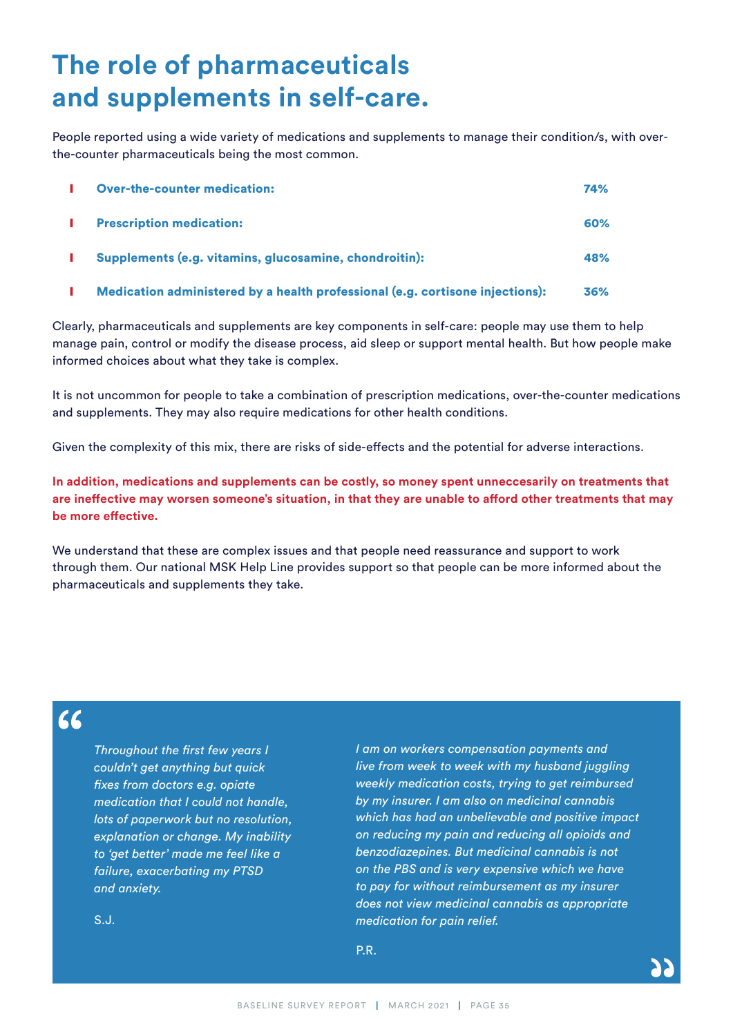# The role of pharmaceuticals and supplements in self-care.

People reported using a wide variety of medications and supplements to manage their condition/s, with over-the-counter pharmaceuticals being the most common.

- **Over-the-counter medication:** **74%**
- **Prescription medication:** **60%**
- **Supplements (e.g. vitamins, glucosamine, chondroitin):** **48%**
- **Medication administered by a health professional (e.g. cortisone injections):** **36%**

Clearly, pharmaceuticals and supplements are key components in self-care: people may use them to help manage pain, control or modify the disease process, aid sleep or support mental health. But how people make informed choices about what they take is complex.

It is not uncommon for people to take a combination of prescription medications, over-the-counter medications and supplements. They may also require medications for other health conditions.

Given the complexity of this mix, there are risks of side-effects and the potential for adverse interactions.

**In addition, medications and supplements can be costly, so money spent unneccesarily on treatments that are ineffective may worsen someone's situation, in that they are unable to afford other treatments that may be more effective.**

We understand that these are complex issues and that people need reassurance and support to work through them. Our national MSK Help Line provides support so that people can be more informed about the pharmaceuticals and supplements they take.

> *Throughout the first few years I couldn't get anything but quick fixes from doctors e.g. opiate medication that I could not handle, lots of paperwork but no resolution, explanation or change. My inability to 'get better' made me feel like a failure, exacerbating my PTSD and anxiety.*
>
> S.J.

> *I am on workers compensation payments and live from week to week with my husband juggling weekly medication costs, trying to get reimbursed by my insurer. I am also on medicinal cannabis which has had an unbelievable and positive impact on reducing my pain and reducing all opioids and benzodiazepines. But medicinal cannabis is not on the PBS and is very expensive which we have to pay for without reimbursement as my insurer does not view medicinal cannabis as appropriate medication for pain relief.*
>
> P.R.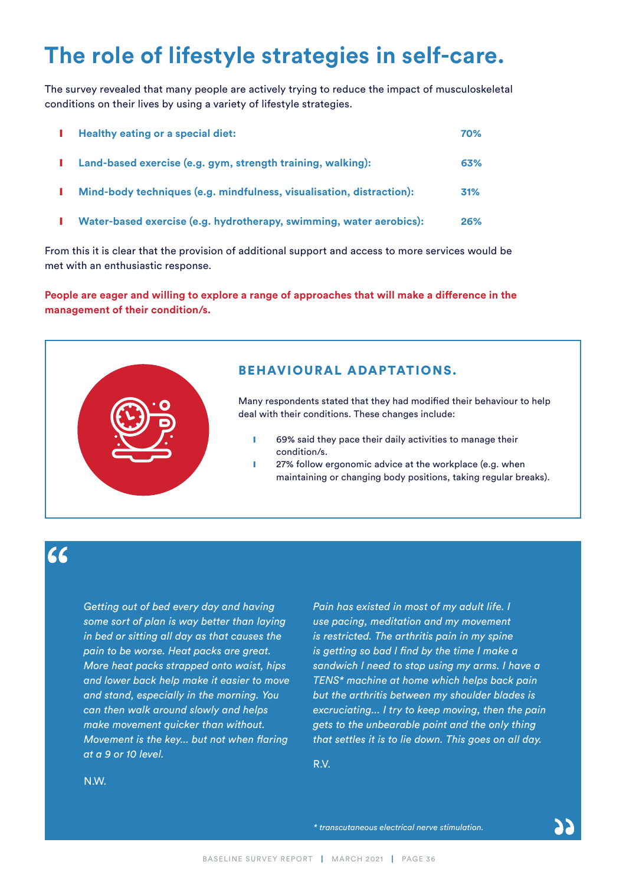# The role of lifestyle strategies in self-care.

The survey revealed that many people are actively trying to reduce the impact of musculoskeletal conditions on their lives by using a variety of lifestyle strategies.

- **Healthy eating or a special diet: 70%**
- **Land-based exercise (e.g. gym, strength training, walking): 63%**
- **Mind-body techniques (e.g. mindfulness, visualisation, distraction): 31%**
- **Water-based exercise (e.g. hydrotherapy, swimming, water aerobics): 26%**

From this it is clear that the provision of additional support and access to more services would be met with an enthusiastic response.

**People are eager and willing to explore a range of approaches that will make a difference in the management of their condition/s.**

## BEHAVIOURAL ADAPTATIONS.

Many respondents stated that they had modified their behaviour to help deal with their conditions. These changes include:

- 69% said they pace their daily activities to manage their condition/s.
- 27% follow ergonomic advice at the workplace (e.g. when maintaining or changing body positions, taking regular breaks).

> *Getting out of bed every day and having some sort of plan is way better than laying in bed or sitting all day as that causes the pain to be worse. Heat packs are great. More heat packs strapped onto waist, hips and lower back help make it easier to move and stand, especially in the morning. You can then walk around slowly and helps make movement quicker than without. Movement is the key... but not when flaring at a 9 or 10 level.*
>
> N.W.

> *Pain has existed in most of my adult life. I use pacing, meditation and my movement is restricted. The arthritis pain in my spine is getting so bad I find by the time I make a sandwich I need to stop using my arms. I have a TENS* machine at home which helps back pain but the arthritis between my shoulder blades is excruciating... I try to keep moving, then the pain gets to the unbearable point and the only thing that settles it is to lie down. This goes on all day.*
>
> R.V.

*\* transcutaneous electrical nerve stimulation.*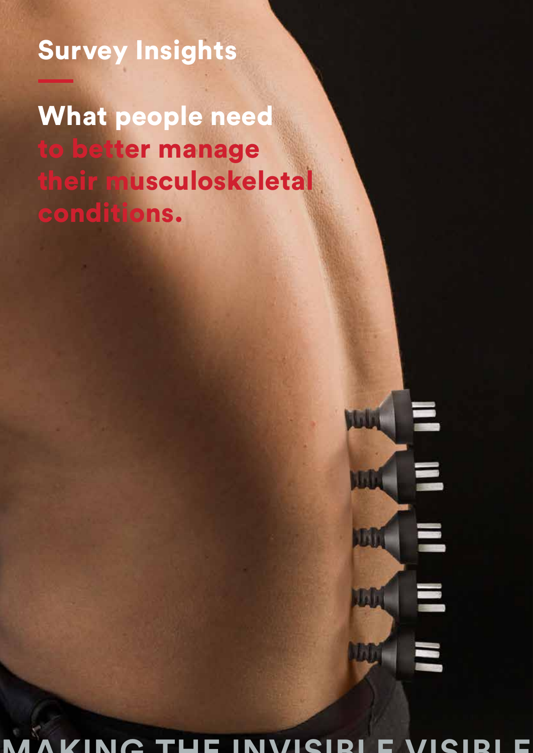## Survey Insights

# What people need to better manage their musculoskeletal conditions.

MAKING THE INVISIBLE VISIBLE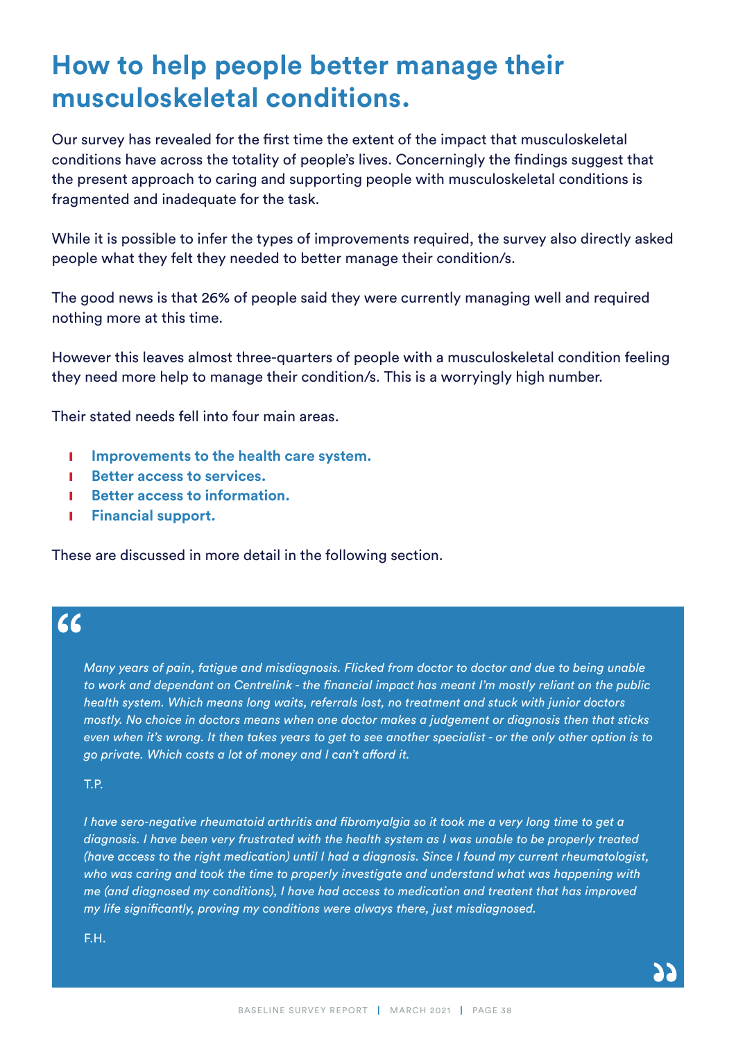# How to help people better manage their musculoskeletal conditions.

Our survey has revealed for the first time the extent of the impact that musculoskeletal conditions have across the totality of people's lives. Concerningly the findings suggest that the present approach to caring and supporting people with musculoskeletal conditions is fragmented and inadequate for the task.

While it is possible to infer the types of improvements required, the survey also directly asked people what they felt they needed to better manage their condition/s.

The good news is that 26% of people said they were currently managing well and required nothing more at this time.

However this leaves almost three-quarters of people with a musculoskeletal condition feeling they need more help to manage their condition/s. This is a worryingly high number.

Their stated needs fell into four main areas.

- **Improvements to the health care system.**
- **Better access to services.**
- **Better access to information.**
- **Financial support.**

These are discussed in more detail in the following section.

> *Many years of pain, fatigue and misdiagnosis. Flicked from doctor to doctor and due to being unable to work and dependant on Centrelink - the financial impact has meant I'm mostly reliant on the public health system. Which means long waits, referrals lost, no treatment and stuck with junior doctors mostly. No choice in doctors means when one doctor makes a judgement or diagnosis then that sticks even when it's wrong. It then takes years to get to see another specialist - or the only other option is to go private. Which costs a lot of money and I can't afford it.*
>
> T.P.
>
> *I have sero-negative rheumatoid arthritis and fibromyalgia so it took me a very long time to get a diagnosis. I have been very frustrated with the health system as I was unable to be properly treated (have access to the right medication) until I had a diagnosis. Since I found my current rheumatologist, who was caring and took the time to properly investigate and understand what was happening with me (and diagnosed my conditions), I have had access to medication and treatent that has improved my life significantly, proving my conditions were always there, just misdiagnosed.*
>
> F.H.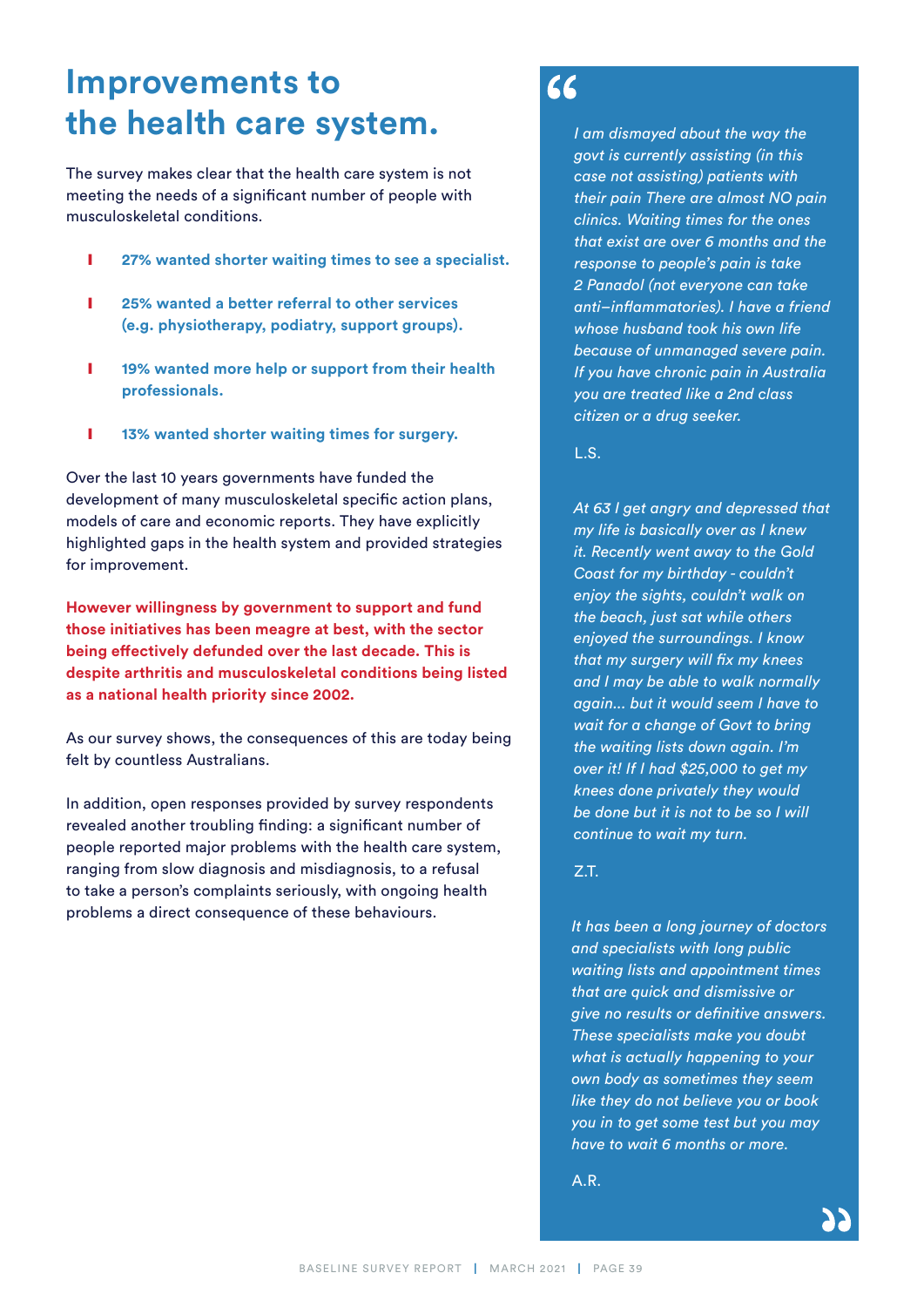# Improvements to the health care system.

The survey makes clear that the health care system is not meeting the needs of a significant number of people with musculoskeletal conditions.

- **27% wanted shorter waiting times to see a specialist.**
- **25% wanted a better referral to other services (e.g. physiotherapy, podiatry, support groups).**
- **19% wanted more help or support from their health professionals.**
- **13% wanted shorter waiting times for surgery.**

Over the last 10 years governments have funded the development of many musculoskeletal specific action plans, models of care and economic reports. They have explicitly highlighted gaps in the health system and provided strategies for improvement.

**However willingness by government to support and fund those initiatives has been meagre at best, with the sector being effectively defunded over the last decade. This is despite arthritis and musculoskeletal conditions being listed as a national health priority since 2002.**

As our survey shows, the consequences of this are today being felt by countless Australians.

In addition, open responses provided by survey respondents revealed another troubling finding: a significant number of people reported major problems with the health care system, ranging from slow diagnosis and misdiagnosis, to a refusal to take a person's complaints seriously, with ongoing health problems a direct consequence of these behaviours.

> *I am dismayed about the way the govt is currently assisting (in this case not assisting) patients with their pain There are almost NO pain clinics. Waiting times for the ones that exist are over 6 months and the response to people's pain is take 2 Panadol (not everyone can take anti–inflammatories). I have a friend whose husband took his own life because of unmanaged severe pain. If you have chronic pain in Australia you are treated like a 2nd class citizen or a drug seeker.*
>
> L.S.
>
> *At 63 I get angry and depressed that my life is basically over as I knew it. Recently went away to the Gold Coast for my birthday - couldn't enjoy the sights, couldn't walk on the beach, just sat while others enjoyed the surroundings. I know that my surgery will fix my knees and I may be able to walk normally again... but it would seem I have to wait for a change of Govt to bring the waiting lists down again. I'm over it! If I had $25,000 to get my knees done privately they would be done but it is not to be so I will continue to wait my turn.*
>
> Z.T.
>
> *It has been a long journey of doctors and specialists with long public waiting lists and appointment times that are quick and dismissive or give no results or definitive answers. These specialists make you doubt what is actually happening to your own body as sometimes they seem like they do not believe you or book you in to get some test but you may have to wait 6 months or more.*
>
> A.R.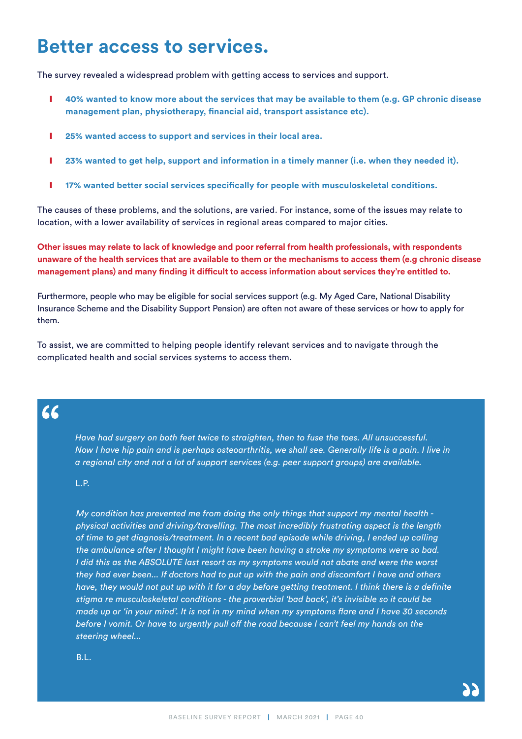# Better access to services.

The survey revealed a widespread problem with getting access to services and support.

- **40% wanted to know more about the services that may be available to them (e.g. GP chronic disease management plan, physiotherapy, financial aid, transport assistance etc).**
- **25% wanted access to support and services in their local area.**
- **23% wanted to get help, support and information in a timely manner (i.e. when they needed it).**
- **17% wanted better social services specifically for people with musculoskeletal conditions.**

The causes of these problems, and the solutions, are varied. For instance, some of the issues may relate to location, with a lower availability of services in regional areas compared to major cities.

**Other issues may relate to lack of knowledge and poor referral from health professionals, with respondents unaware of the health services that are available to them or the mechanisms to access them (e.g chronic disease management plans) and many finding it difficult to access information about services they're entitled to.**

Furthermore, people who may be eligible for social services support (e.g. My Aged Care, National Disability Insurance Scheme and the Disability Support Pension) are often not aware of these services or how to apply for them.

To assist, we are committed to helping people identify relevant services and to navigate through the complicated health and social services systems to access them.

> *Have had surgery on both feet twice to straighten, then to fuse the toes. All unsuccessful. Now I have hip pain and is perhaps osteoarthritis, we shall see. Generally life is a pain. I live in a regional city and not a lot of support services (e.g. peer support groups) are available.*
>
> L.P.
>
> *My condition has prevented me from doing the only things that support my mental health - physical activities and driving/travelling. The most incredibly frustrating aspect is the length of time to get diagnosis/treatment. In a recent bad episode while driving, I ended up calling the ambulance after I thought I might have been having a stroke my symptoms were so bad. I did this as the ABSOLUTE last resort as my symptoms would not abate and were the worst they had ever been... If doctors had to put up with the pain and discomfort I have and others have, they would not put up with it for a day before getting treatment. I think there is a definite stigma re musculoskeletal conditions - the proverbial 'bad back', it's invisible so it could be made up or 'in your mind'. It is not in my mind when my symptoms flare and I have 30 seconds before I vomit. Or have to urgently pull off the road because I can't feel my hands on the steering wheel...*
>
> B.L.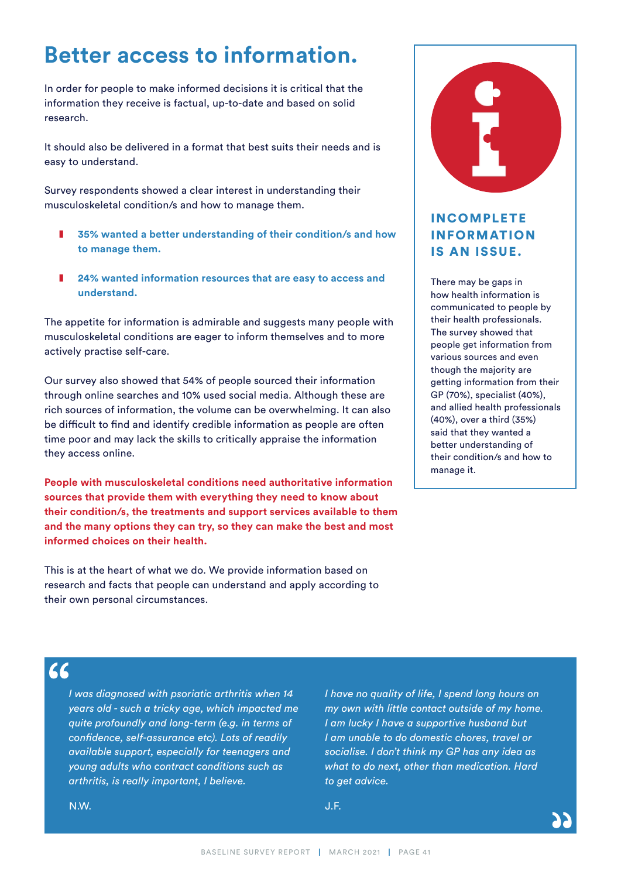# Better access to information.

In order for people to make informed decisions it is critical that the information they receive is factual, up-to-date and based on solid research.

It should also be delivered in a format that best suits their needs and is easy to understand.

Survey respondents showed a clear interest in understanding their musculoskeletal condition/s and how to manage them.

- **35% wanted a better understanding of their condition/s and how to manage them.**
- **24% wanted information resources that are easy to access and understand.**

The appetite for information is admirable and suggests many people with musculoskeletal conditions are eager to inform themselves and to more actively practise self-care.

Our survey also showed that 54% of people sourced their information through online searches and 10% used social media. Although these are rich sources of information, the volume can be overwhelming. It can also be difficult to find and identify credible information as people are often time poor and may lack the skills to critically appraise the information they access online.

**People with musculoskeletal conditions need authoritative information sources that provide them with everything they need to know about their condition/s, the treatments and support services available to them and the many options they can try, so they can make the best and most informed choices on their health.**

This is at the heart of what we do. We provide information based on research and facts that people can understand and apply according to their own personal circumstances.

## INCOMPLETE INFORMATION IS AN ISSUE.

There may be gaps in how health information is communicated to people by their health professionals. The survey showed that people get information from various sources and even though the majority are getting information from their GP (70%), specialist (40%), and allied health professionals (40%), over a third (35%) said that they wanted a better understanding of their condition/s and how to manage it.

> *I was diagnosed with psoriatic arthritis when 14 years old - such a tricky age, which impacted me quite profoundly and long-term (e.g. in terms of confidence, self-assurance etc). Lots of readily available support, especially for teenagers and young adults who contract conditions such as arthritis, is really important, I believe.*
>
> N.W.

> *I have no quality of life, I spend long hours on my own with little contact outside of my home. I am lucky I have a supportive husband but I am unable to do domestic chores, travel or socialise. I don't think my GP has any idea as what to do next, other than medication. Hard to get advice.*
>
> J.F.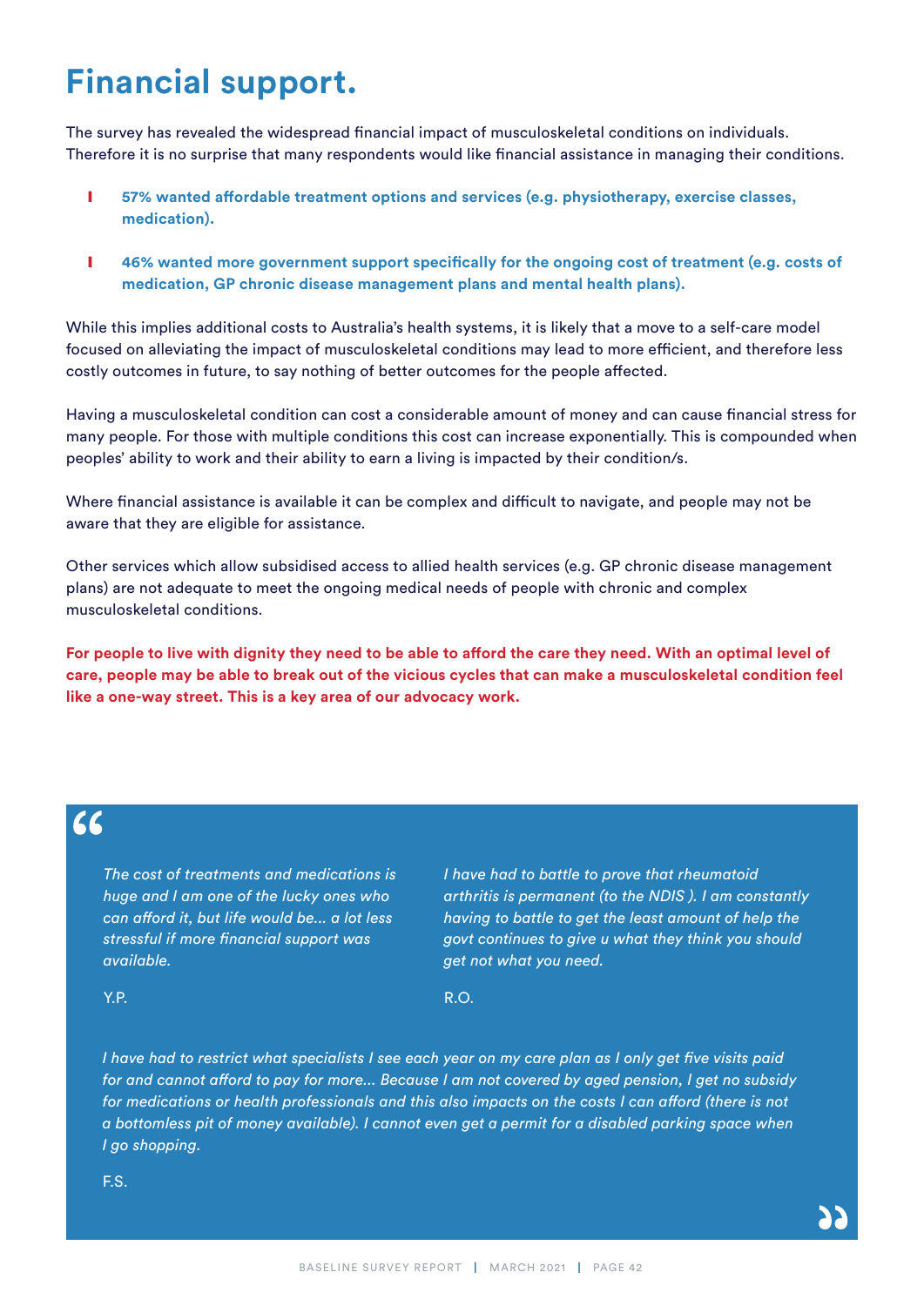# Financial support.

The survey has revealed the widespread financial impact of musculoskeletal conditions on individuals. Therefore it is no surprise that many respondents would like financial assistance in managing their conditions.

- **57% wanted affordable treatment options and services (e.g. physiotherapy, exercise classes, medication).**
- **46% wanted more government support specifically for the ongoing cost of treatment (e.g. costs of medication, GP chronic disease management plans and mental health plans).**

While this implies additional costs to Australia's health systems, it is likely that a move to a self-care model focused on alleviating the impact of musculoskeletal conditions may lead to more efficient, and therefore less costly outcomes in future, to say nothing of better outcomes for the people affected.

Having a musculoskeletal condition can cost a considerable amount of money and can cause financial stress for many people. For those with multiple conditions this cost can increase exponentially. This is compounded when peoples' ability to work and their ability to earn a living is impacted by their condition/s.

Where financial assistance is available it can be complex and difficult to navigate, and people may not be aware that they are eligible for assistance.

Other services which allow subsidised access to allied health services (e.g. GP chronic disease management plans) are not adequate to meet the ongoing medical needs of people with chronic and complex musculoskeletal conditions.

**For people to live with dignity they need to be able to afford the care they need. With an optimal level of care, people may be able to break out of the vicious cycles that can make a musculoskeletal condition feel like a one-way street. This is a key area of our advocacy work.**

> *The cost of treatments and medications is huge and I am one of the lucky ones who can afford it, but life would be... a lot less stressful if more financial support was available.*
>
> Y.P.

> *I have had to battle to prove that rheumatoid arthritis is permanent (to the NDIS ). I am constantly having to battle to get the least amount of help the govt continues to give u what they think you should get not what you need.*
>
> R.O.

> *I have had to restrict what specialists I see each year on my care plan as I only get five visits paid for and cannot afford to pay for more... Because I am not covered by aged pension, I get no subsidy for medications or health professionals and this also impacts on the costs I can afford (there is not a bottomless pit of money available). I cannot even get a permit for a disabled parking space when I go shopping.*
>
> F.S.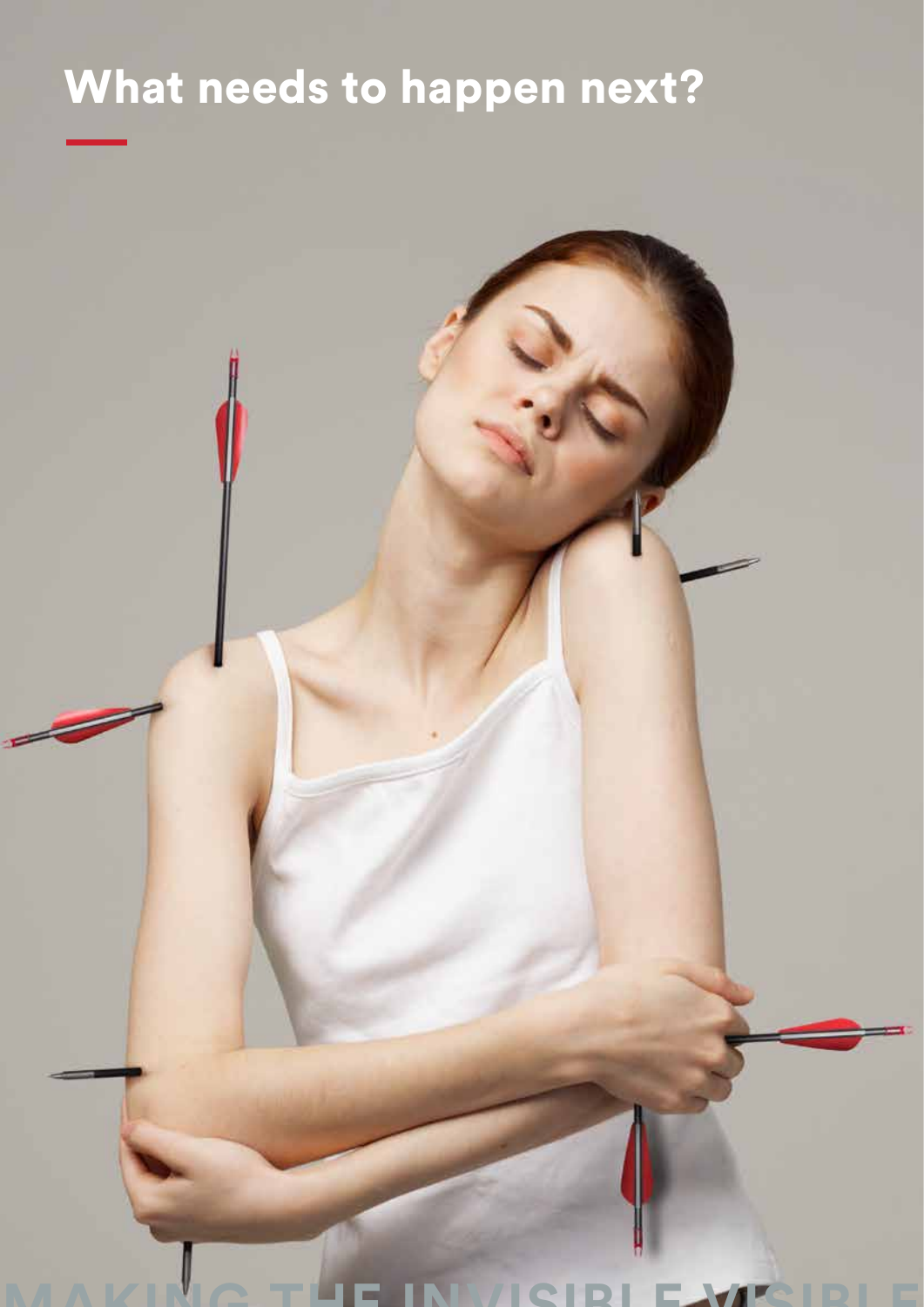# What needs to happen next?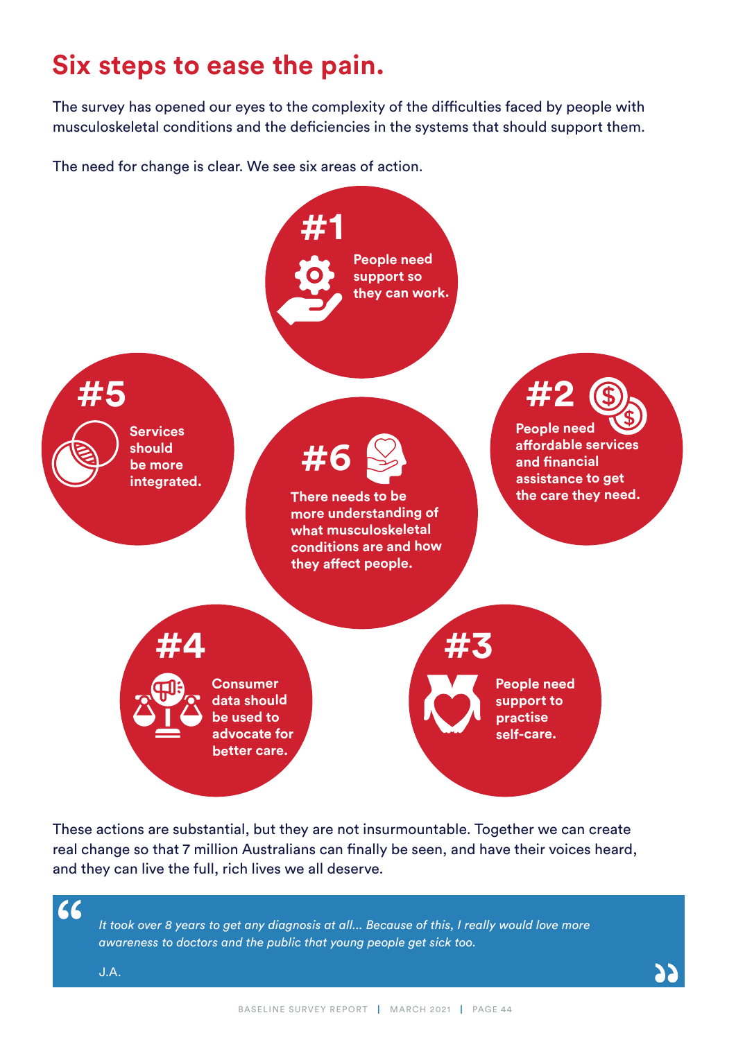# Six steps to ease the pain.

The survey has opened our eyes to the complexity of the difficulties faced by people with musculoskeletal conditions and the deficiencies in the systems that should support them.

The need for change is clear. We see six areas of action.

**#1** People need support so they can work.

**#2** People need affordable services and financial assistance to get the care they need.

**#3** People need support to practise self-care.

**#4** Consumer data should be used to advocate for better care.

**#5** Services should be more integrated.

**#6** There needs to be more understanding of what musculoskeletal conditions are and how they affect people.

These actions are substantial, but they are not insurmountable. Together we can create real change so that 7 million Australians can finally be seen, and have their voices heard, and they can live the full, rich lives we all deserve.

> *It took over 8 years to get any diagnosis at all... Because of this, I really would love more awareness to doctors and the public that young people get sick too.*
>
> J.A.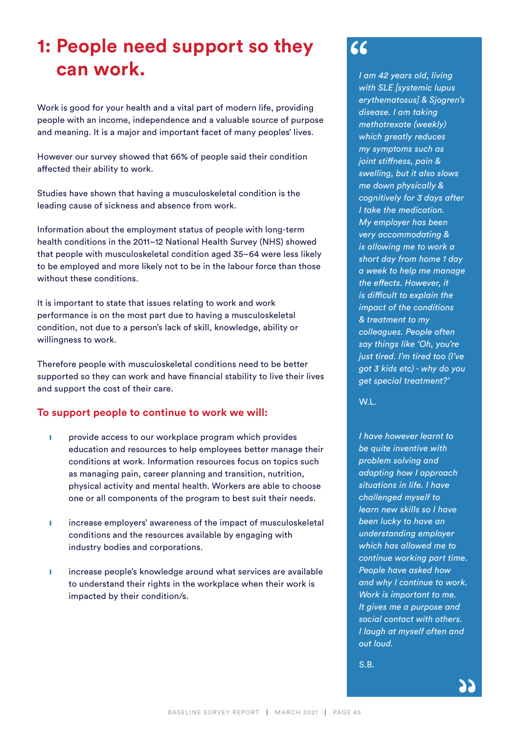# 1: People need support so they can work.

Work is good for your health and a vital part of modern life, providing people with an income, independence and a valuable source of purpose and meaning. It is a major and important facet of many peoples' lives.

However our survey showed that 66% of people said their condition affected their ability to work.

Studies have shown that having a musculoskeletal condition is the leading cause of sickness and absence from work.

Information about the employment status of people with long-term health conditions in the 2011–12 National Health Survey (NHS) showed that people with musculoskeletal condition aged 35–64 were less likely to be employed and more likely not to be in the labour force than those without these conditions.

It is important to state that issues relating to work and work performance is on the most part due to having a musculoskeletal condition, not due to a person's lack of skill, knowledge, ability or willingness to work.

Therefore people with musculoskeletal conditions need to be better supported so they can work and have financial stability to live their lives and support the cost of their care.

## To support people to continue to work we will:

- provide access to our workplace program which provides education and resources to help employees better manage their conditions at work. Information resources focus on topics such as managing pain, career planning and transition, nutrition, physical activity and mental health. Workers are able to choose one or all components of the program to best suit their needs.
- increase employers' awareness of the impact of musculoskeletal conditions and the resources available by engaging with industry bodies and corporations.
- increase people's knowledge around what services are available to understand their rights in the workplace when their work is impacted by their condition/s.

> *I am 42 years old, living with SLE [systemic lupus erythematosus] & Sjogren's disease. I am taking methotrexate (weekly) which greatly reduces my symptoms such as joint stiffness, pain & swelling, but it also slows me down physically & cognitively for 3 days after I take the medication. My employer has been very accommodating & is allowing me to work a short day from home 1 day a week to help me manage the effects. However, it is difficult to explain the impact of the conditions & treatment to my colleagues. People often say things like 'Oh, you're just tired. I'm tired too (I've got 3 kids etc) - why do you get special treatment?'*
>
> W.L.
>
> *I have however learnt to be quite inventive with problem solving and adapting how I approach situations in life. I have challenged myself to learn new skills so I have been lucky to have an understanding employer which has allowed me to continue working part time. People have asked how and why I continue to work. Work is important to me. It gives me a purpose and social contact with others. I laugh at myself often and out loud.*
>
> S.B.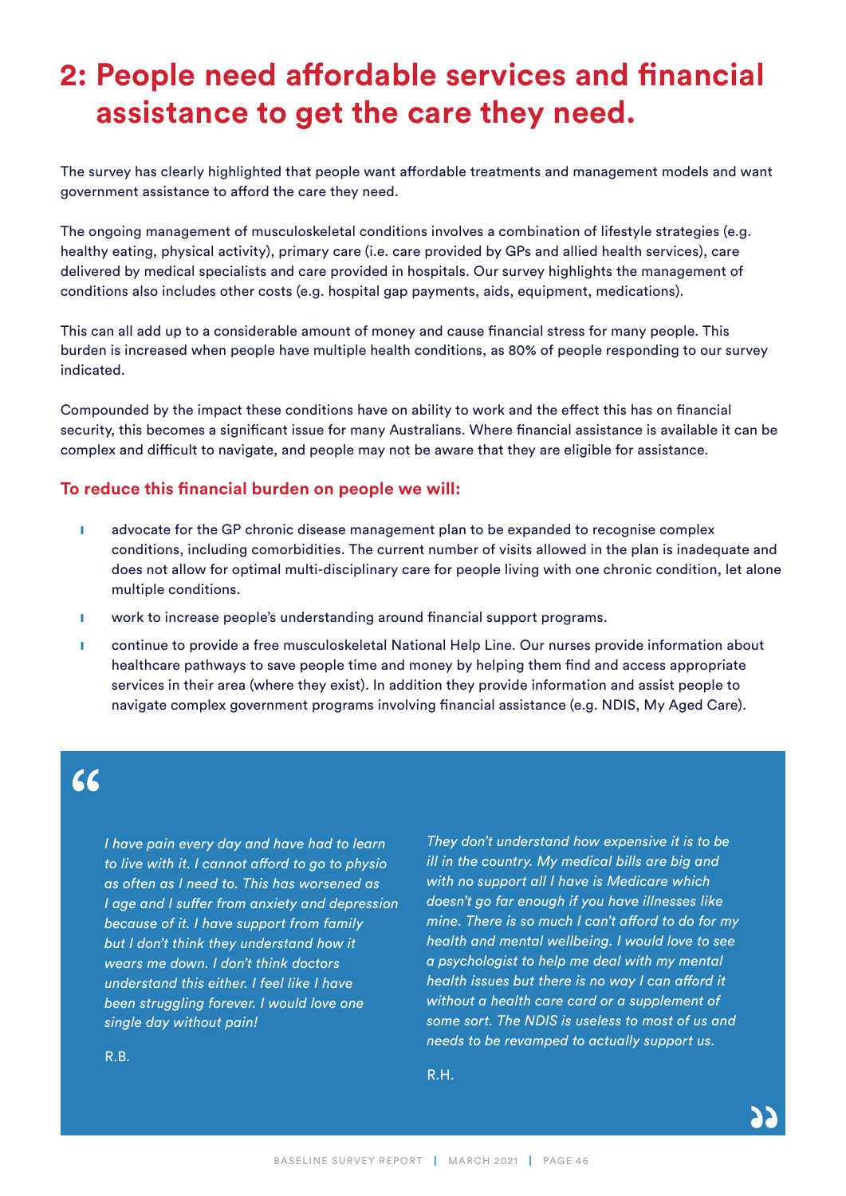# 2: People need affordable services and financial assistance to get the care they need.

The survey has clearly highlighted that people want affordable treatments and management models and want government assistance to afford the care they need.

The ongoing management of musculoskeletal conditions involves a combination of lifestyle strategies (e.g. healthy eating, physical activity), primary care (i.e. care provided by GPs and allied health services), care delivered by medical specialists and care provided in hospitals. Our survey highlights the management of conditions also includes other costs (e.g. hospital gap payments, aids, equipment, medications).

This can all add up to a considerable amount of money and cause financial stress for many people. This burden is increased when people have multiple health conditions, as 80% of people responding to our survey indicated.

Compounded by the impact these conditions have on ability to work and the effect this has on financial security, this becomes a significant issue for many Australians. Where financial assistance is available it can be complex and difficult to navigate, and people may not be aware that they are eligible for assistance.

### To reduce this financial burden on people we will:

- advocate for the GP chronic disease management plan to be expanded to recognise complex conditions, including comorbidities. The current number of visits allowed in the plan is inadequate and does not allow for optimal multi-disciplinary care for people living with one chronic condition, let alone multiple conditions.
- work to increase people's understanding around financial support programs.
- continue to provide a free musculoskeletal National Help Line. Our nurses provide information about healthcare pathways to save people time and money by helping them find and access appropriate services in their area (where they exist). In addition they provide information and assist people to navigate complex government programs involving financial assistance (e.g. NDIS, My Aged Care).

> *I have pain every day and have had to learn to live with it. I cannot afford to go to physio as often as I need to. This has worsened as I age and I suffer from anxiety and depression because of it. I have support from family but I don't think they understand how it wears me down. I don't think doctors understand this either. I feel like I have been struggling forever. I would love one single day without pain!*
>
> R.B.

> *They don't understand how expensive it is to be ill in the country. My medical bills are big and with no support all I have is Medicare which doesn't go far enough if you have illnesses like mine. There is so much I can't afford to do for my health and mental wellbeing. I would love to see a psychologist to help me deal with my mental health issues but there is no way I can afford it without a health care card or a supplement of some sort. The NDIS is useless to most of us and needs to be revamped to actually support us.*
>
> R.H.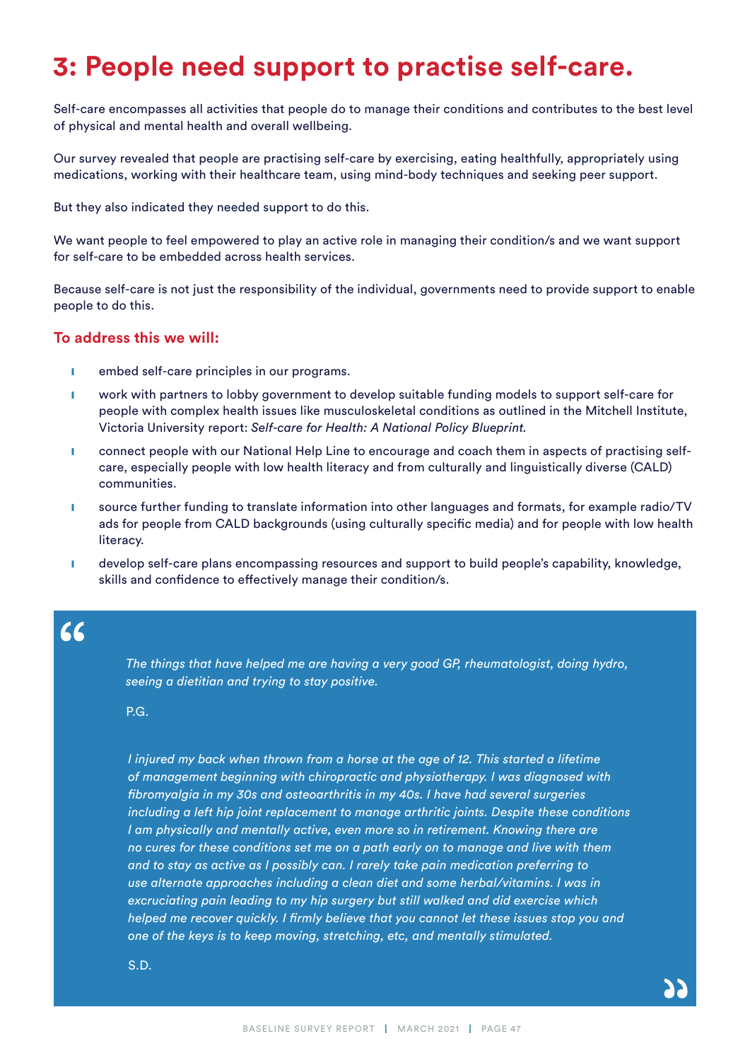# 3: People need support to practise self-care.

Self-care encompasses all activities that people do to manage their conditions and contributes to the best level of physical and mental health and overall wellbeing.

Our survey revealed that people are practising self-care by exercising, eating healthfully, appropriately using medications, working with their healthcare team, using mind-body techniques and seeking peer support.

But they also indicated they needed support to do this.

We want people to feel empowered to play an active role in managing their condition/s and we want support for self-care to be embedded across health services.

Because self-care is not just the responsibility of the individual, governments need to provide support to enable people to do this.

### To address this we will:

- embed self-care principles in our programs.
- work with partners to lobby government to develop suitable funding models to support self-care for people with complex health issues like musculoskeletal conditions as outlined in the Mitchell Institute, Victoria University report: *Self-care for Health: A National Policy Blueprint.*
- connect people with our National Help Line to encourage and coach them in aspects of practising self-care, especially people with low health literacy and from culturally and linguistically diverse (CALD) communities.
- source further funding to translate information into other languages and formats, for example radio/TV ads for people from CALD backgrounds (using culturally specific media) and for people with low health literacy.
- develop self-care plans encompassing resources and support to build people's capability, knowledge, skills and confidence to effectively manage their condition/s.

> *The things that have helped me are having a very good GP, rheumatologist, doing hydro, seeing a dietitian and trying to stay positive.*
>
> P.G.
>
> *I injured my back when thrown from a horse at the age of 12. This started a lifetime of management beginning with chiropractic and physiotherapy. I was diagnosed with fibromyalgia in my 30s and osteoarthritis in my 40s. I have had several surgeries including a left hip joint replacement to manage arthritic joints. Despite these conditions I am physically and mentally active, even more so in retirement. Knowing there are no cures for these conditions set me on a path early on to manage and live with them and to stay as active as I possibly can. I rarely take pain medication preferring to use alternate approaches including a clean diet and some herbal/vitamins. I was in excruciating pain leading to my hip surgery but still walked and did exercise which helped me recover quickly. I firmly believe that you cannot let these issues stop you and one of the keys is to keep moving, stretching, etc, and mentally stimulated.*
>
> S.D.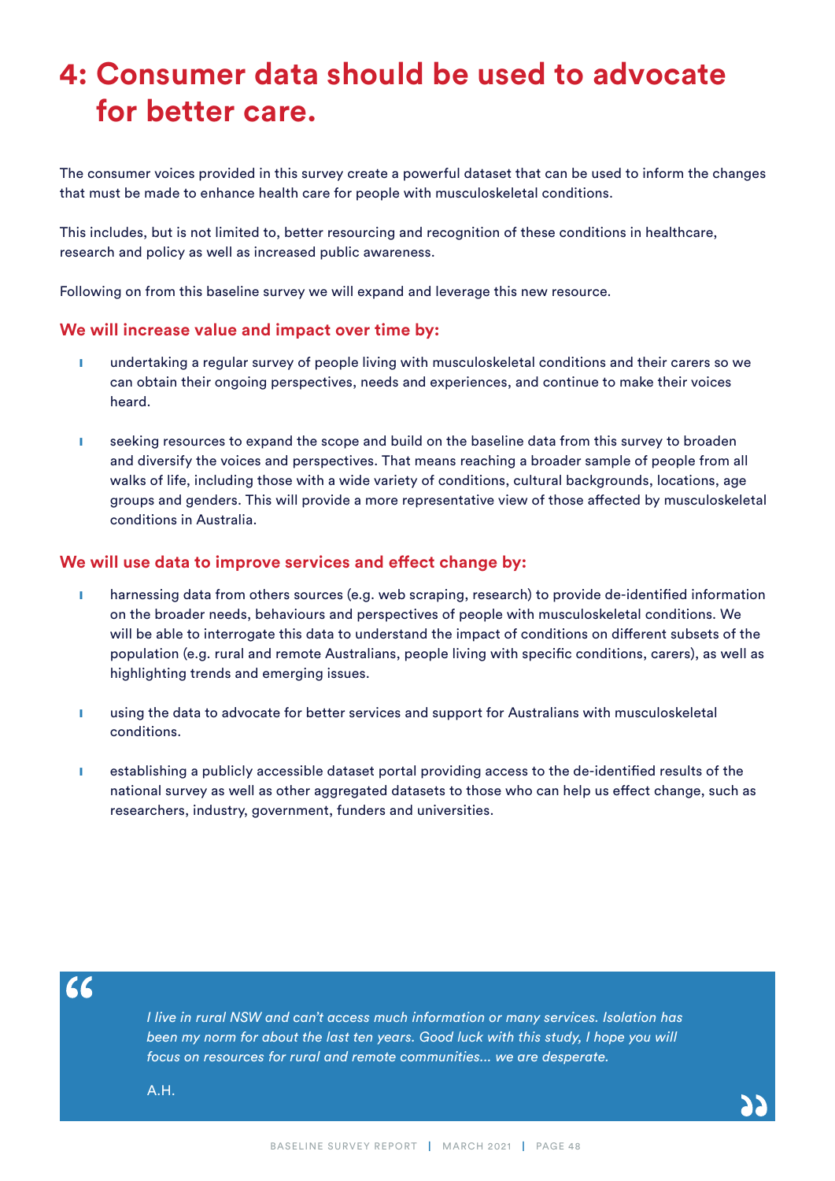# 4: Consumer data should be used to advocate for better care.

The consumer voices provided in this survey create a powerful dataset that can be used to inform the changes that must be made to enhance health care for people with musculoskeletal conditions.

This includes, but is not limited to, better resourcing and recognition of these conditions in healthcare, research and policy as well as increased public awareness.

Following on from this baseline survey we will expand and leverage this new resource.

## We will increase value and impact over time by:

- undertaking a regular survey of people living with musculoskeletal conditions and their carers so we can obtain their ongoing perspectives, needs and experiences, and continue to make their voices heard.
- seeking resources to expand the scope and build on the baseline data from this survey to broaden and diversify the voices and perspectives. That means reaching a broader sample of people from all walks of life, including those with a wide variety of conditions, cultural backgrounds, locations, age groups and genders. This will provide a more representative view of those affected by musculoskeletal conditions in Australia.

## We will use data to improve services and effect change by:

- harnessing data from others sources (e.g. web scraping, research) to provide de-identified information on the broader needs, behaviours and perspectives of people with musculoskeletal conditions. We will be able to interrogate this data to understand the impact of conditions on different subsets of the population (e.g. rural and remote Australians, people living with specific conditions, carers), as well as highlighting trends and emerging issues.
- using the data to advocate for better services and support for Australians with musculoskeletal conditions.
- establishing a publicly accessible dataset portal providing access to the de-identified results of the national survey as well as other aggregated datasets to those who can help us effect change, such as researchers, industry, government, funders and universities.

> *I live in rural NSW and can't access much information or many services. Isolation has been my norm for about the last ten years. Good luck with this study, I hope you will focus on resources for rural and remote communities... we are desperate.*
>
> A.H.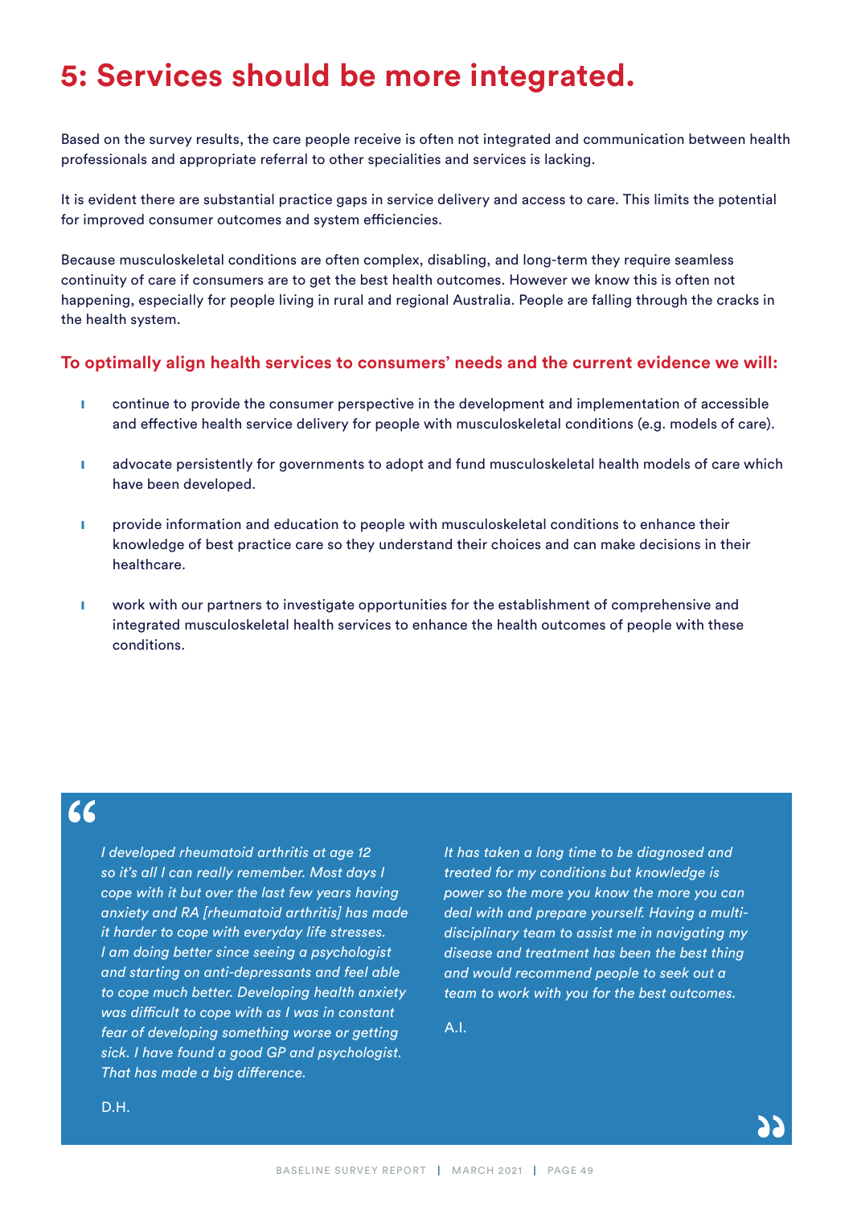# 5: Services should be more integrated.

Based on the survey results, the care people receive is often not integrated and communication between health professionals and appropriate referral to other specialities and services is lacking.

It is evident there are substantial practice gaps in service delivery and access to care. This limits the potential for improved consumer outcomes and system efficiencies.

Because musculoskeletal conditions are often complex, disabling, and long-term they require seamless continuity of care if consumers are to get the best health outcomes. However we know this is often not happening, especially for people living in rural and regional Australia. People are falling through the cracks in the health system.

## To optimally align health services to consumers' needs and the current evidence we will:

- continue to provide the consumer perspective in the development and implementation of accessible and effective health service delivery for people with musculoskeletal conditions (e.g. models of care).
- advocate persistently for governments to adopt and fund musculoskeletal health models of care which have been developed.
- provide information and education to people with musculoskeletal conditions to enhance their knowledge of best practice care so they understand their choices and can make decisions in their healthcare.
- work with our partners to investigate opportunities for the establishment of comprehensive and integrated musculoskeletal health services to enhance the health outcomes of people with these conditions.

> *I developed rheumatoid arthritis at age 12 so it's all I can really remember. Most days I cope with it but over the last few years having anxiety and RA [rheumatoid arthritis] has made it harder to cope with everyday life stresses. I am doing better since seeing a psychologist and starting on anti-depressants and feel able to cope much better. Developing health anxiety was difficult to cope with as I was in constant fear of developing something worse or getting sick. I have found a good GP and psychologist. That has made a big difference.*
>
> D.H.

> *It has taken a long time to be diagnosed and treated for my conditions but knowledge is power so the more you know the more you can deal with and prepare yourself. Having a multi-disciplinary team to assist me in navigating my disease and treatment has been the best thing and would recommend people to seek out a team to work with you for the best outcomes.*
>
> A.I.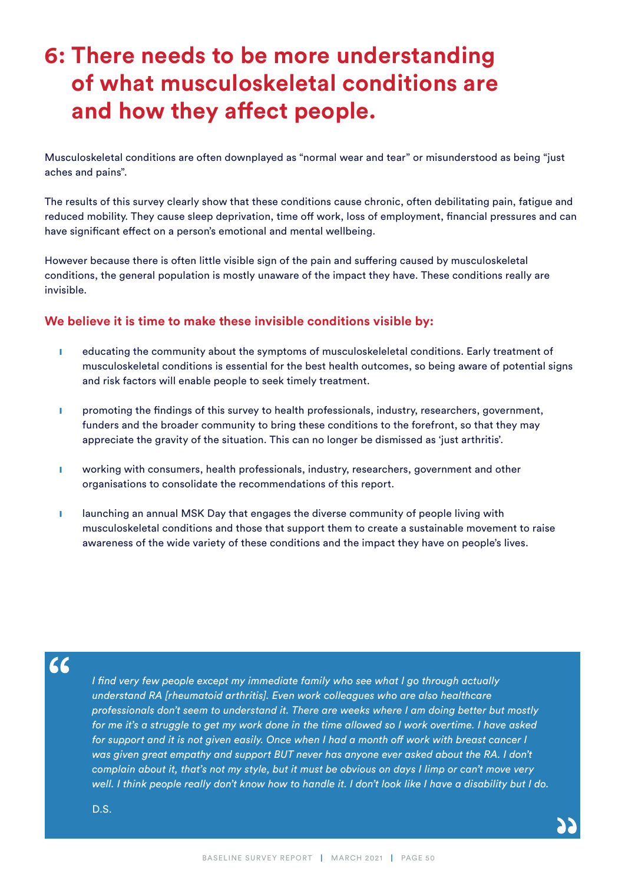# 6: There needs to be more understanding of what musculoskeletal conditions are and how they affect people.

Musculoskeletal conditions are often downplayed as "normal wear and tear" or misunderstood as being "just aches and pains".

The results of this survey clearly show that these conditions cause chronic, often debilitating pain, fatigue and reduced mobility. They cause sleep deprivation, time off work, loss of employment, financial pressures and can have significant effect on a person's emotional and mental wellbeing.

However because there is often little visible sign of the pain and suffering caused by musculoskeletal conditions, the general population is mostly unaware of the impact they have. These conditions really are invisible.

**We believe it is time to make these invisible conditions visible by:**

- educating the community about the symptoms of musculoskeleletal conditions. Early treatment of musculoskeletal conditions is essential for the best health outcomes, so being aware of potential signs and risk factors will enable people to seek timely treatment.
- promoting the findings of this survey to health professionals, industry, researchers, government, funders and the broader community to bring these conditions to the forefront, so that they may appreciate the gravity of the situation. This can no longer be dismissed as 'just arthritis'.
- working with consumers, health professionals, industry, researchers, government and other organisations to consolidate the recommendations of this report.
- launching an annual MSK Day that engages the diverse community of people living with musculoskeletal conditions and those that support them to create a sustainable movement to raise awareness of the wide variety of these conditions and the impact they have on people's lives.

> *I find very few people except my immediate family who see what I go through actually understand RA [rheumatoid arthritis]. Even work colleagues who are also healthcare professionals don't seem to understand it. There are weeks where I am doing better but mostly for me it's a struggle to get my work done in the time allowed so I work overtime. I have asked for support and it is not given easily. Once when I had a month off work with breast cancer I was given great empathy and support BUT never has anyone ever asked about the RA. I don't complain about it, that's not my style, but it must be obvious on days I limp or can't move very well. I think people really don't know how to handle it. I don't look like I have a disability but I do.*
>
> D.S.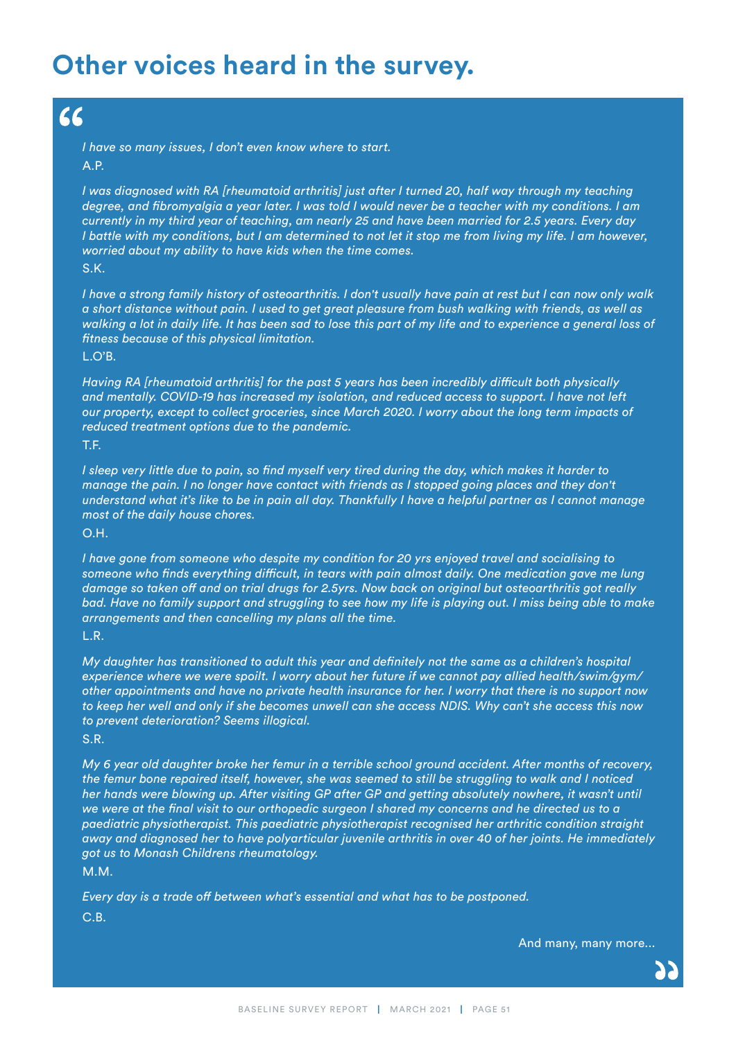# Other voices heard in the survey.

*I have so many issues, I don't even know where to start.*

A.P.

*I was diagnosed with RA [rheumatoid arthritis] just after I turned 20, half way through my teaching degree, and fibromyalgia a year later. I was told I would never be a teacher with my conditions. I am currently in my third year of teaching, am nearly 25 and have been married for 2.5 years. Every day I battle with my conditions, but I am determined to not let it stop me from living my life. I am however, worried about my ability to have kids when the time comes.*

S.K.

*I have a strong family history of osteoarthritis. I don't usually have pain at rest but I can now only walk a short distance without pain. I used to get great pleasure from bush walking with friends, as well as walking a lot in daily life. It has been sad to lose this part of my life and to experience a general loss of fitness because of this physical limitation.*

L.O'B.

*Having RA [rheumatoid arthritis] for the past 5 years has been incredibly difficult both physically and mentally. COVID-19 has increased my isolation, and reduced access to support. I have not left our property, except to collect groceries, since March 2020. I worry about the long term impacts of reduced treatment options due to the pandemic.*

T.F.

*I sleep very little due to pain, so find myself very tired during the day, which makes it harder to manage the pain. I no longer have contact with friends as I stopped going places and they don't understand what it's like to be in pain all day. Thankfully I have a helpful partner as I cannot manage most of the daily house chores.*

O.H.

*I have gone from someone who despite my condition for 20 yrs enjoyed travel and socialising to someone who finds everything difficult, in tears with pain almost daily. One medication gave me lung damage so taken off and on trial drugs for 2.5yrs. Now back on original but osteoarthritis got really bad. Have no family support and struggling to see how my life is playing out. I miss being able to make arrangements and then cancelling my plans all the time.*

L.R.

*My daughter has transitioned to adult this year and definitely not the same as a children's hospital experience where we were spoilt. I worry about her future if we cannot pay allied health/swim/gym/other appointments and have no private health insurance for her. I worry that there is no support now to keep her well and only if she becomes unwell can she access NDIS. Why can't she access this now to prevent deterioration? Seems illogical.*

S.R.

*My 6 year old daughter broke her femur in a terrible school ground accident. After months of recovery, the femur bone repaired itself, however, she was seemed to still be struggling to walk and I noticed her hands were blowing up. After visiting GP after GP and getting absolutely nowhere, it wasn't until we were at the final visit to our orthopedic surgeon I shared my concerns and he directed us to a paediatric physiotherapist. This paediatric physiotherapist recognised her arthritic condition straight away and diagnosed her to have polyarticular juvenile arthritis in over 40 of her joints. He immediately got us to Monash Childrens rheumatology.*

M.M.

*Every day is a trade off between what's essential and what has to be postponed.*

C.B.

And many, many more...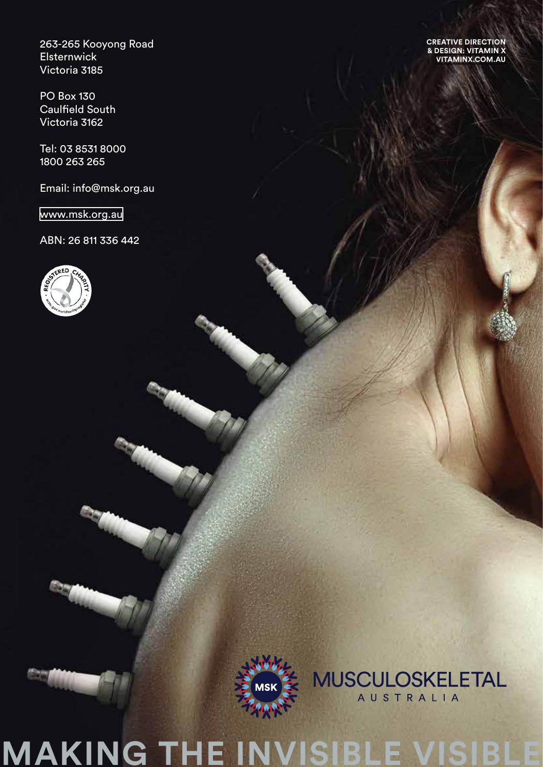263-265 Kooyong Road
Elsternwick
Victoria 3185

PO Box 130
Caulfield South
Victoria 3162

Tel: 03 8531 8000
1800 263 265

Email: info@msk.org.au

www.msk.org.au

ABN: 26 811 336 442

CREATIVE DIRECTION
& DESIGN: VITAMIN X
VITAMINX.COM.AU

MUSCULOSKELETAL AUSTRALIA

# MAKING THE INVISIBLE VISIBLE